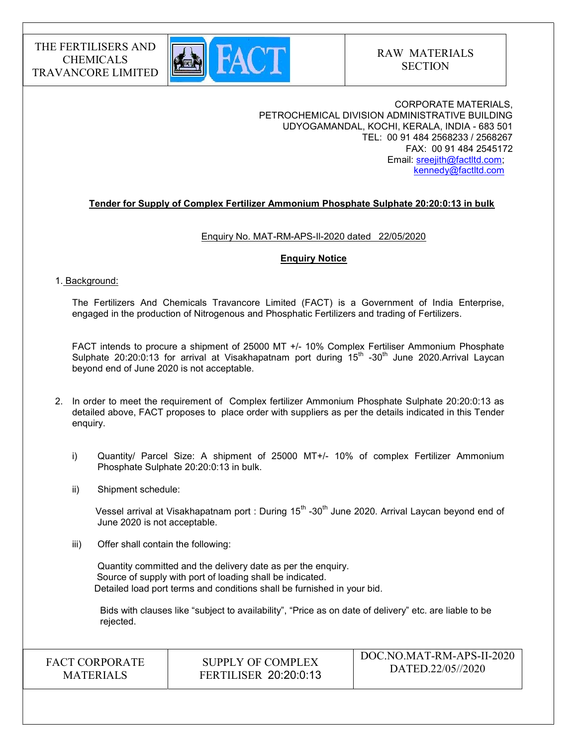| THE FERTILISERS AND CHEMICALS TRAVANCORE LIMITED | FACT | RAW MATERIALS SECTION |
|---|---|---|

CORPORATE MATERIALS,
PETROCHEMICAL DIVISION ADMINISTRATIVE BUILDING
UDYOGAMANDAL, KOCHI, KERALA, INDIA - 683 501
TEL: 00 91 484 2568233 / 2568267
FAX: 00 91 484 2545172
Email: sreejith@factltd.com; kennedy@factltd.com

**Tender for Supply of Complex Fertilizer Ammonium Phosphate Sulphate 20:20:0:13 in bulk**

Enquiry No. MAT-RM-APS-II-2020 dated 22/05/2020

**Enquiry Notice**

1. Background:

   The Fertilizers And Chemicals Travancore Limited (FACT) is a Government of India Enterprise, engaged in the production of Nitrogenous and Phosphatic Fertilizers and trading of Fertilizers.

   FACT intends to procure a shipment of 25000 MT +/- 10% Complex Fertiliser Ammonium Phosphate Sulphate 20:20:0:13 for arrival at Visakhapatnam port during 15th -30th June 2020.Arrival Laycan beyond end of June 2020 is not acceptable.

2. In order to meet the requirement of Complex fertilizer Ammonium Phosphate Sulphate 20:20:0:13 as detailed above, FACT proposes to place order with suppliers as per the details indicated in this Tender enquiry.

   i) Quantity/ Parcel Size: A shipment of 25000 MT+/- 10% of complex Fertilizer Ammonium Phosphate Sulphate 20:20:0:13 in bulk.

   ii) Shipment schedule:

      Vessel arrival at Visakhapatnam port : During 15th -30th June 2020. Arrival Laycan beyond end of June 2020 is not acceptable.

   iii) Offer shall contain the following:

      Quantity committed and the delivery date as per the enquiry.
      Source of supply with port of loading shall be indicated.
      Detailed load port terms and conditions shall be furnished in your bid.

      Bids with clauses like "subject to availability", "Price as on date of delivery" etc. are liable to be rejected.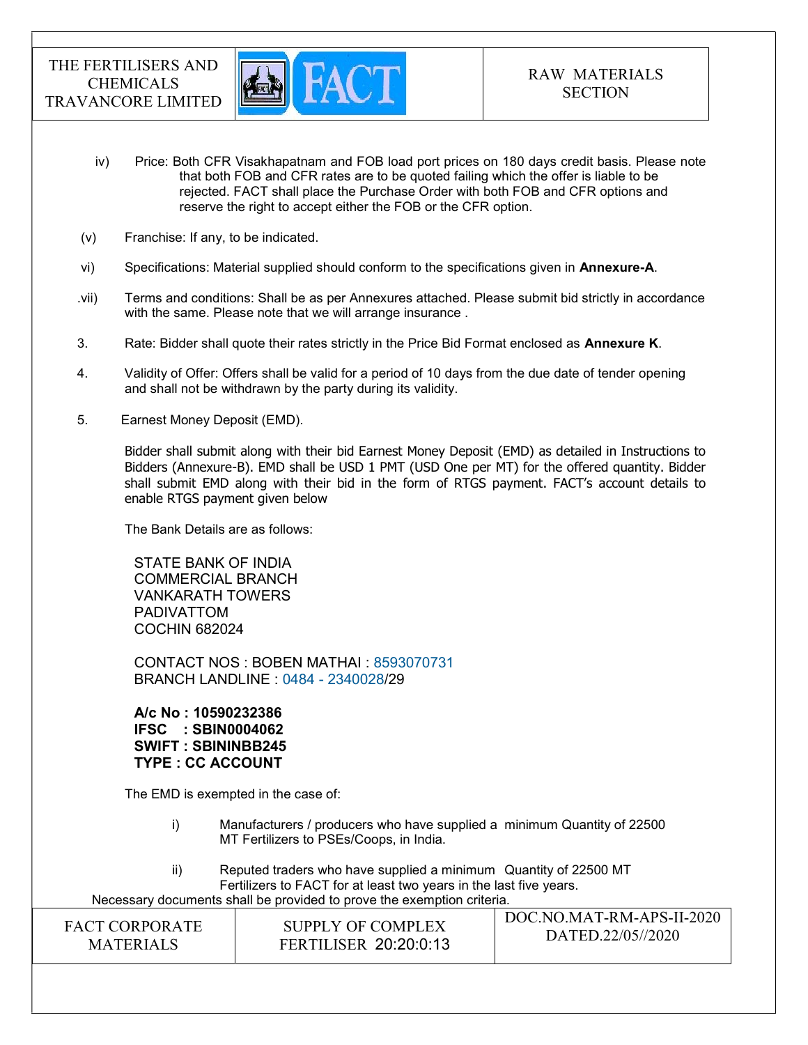iv) Price: Both CFR Visakhapatnam and FOB load port prices on 180 days credit basis. Please note that both FOB and CFR rates are to be quoted failing which the offer is liable to be rejected. FACT shall place the Purchase Order with both FOB and CFR options and reserve the right to accept either the FOB or the CFR option.

(v) Franchise: If any, to be indicated.

vi) Specifications: Material supplied should conform to the specifications given in **Annexure-A**.

.vii) Terms and conditions: Shall be as per Annexures attached. Please submit bid strictly in accordance with the same. Please note that we will arrange insurance .

3. Rate: Bidder shall quote their rates strictly in the Price Bid Format enclosed as **Annexure K**.

4. Validity of Offer: Offers shall be valid for a period of 10 days from the due date of tender opening and shall not be withdrawn by the party during its validity.

5. Earnest Money Deposit (EMD).

Bidder shall submit along with their bid Earnest Money Deposit (EMD) as detailed in Instructions to Bidders (Annexure-B). EMD shall be USD 1 PMT (USD One per MT) for the offered quantity. Bidder shall submit EMD along with their bid in the form of RTGS payment. FACT's account details to enable RTGS payment given below

The Bank Details are as follows:

STATE BANK OF INDIA
COMMERCIAL BRANCH
VANKARATH TOWERS
PADIVATTOM
COCHIN 682024

CONTACT NOS : BOBEN MATHAI : 8593070731
BRANCH LANDLINE : 0484 - 2340028/29

**A/c No : 10590232386**
**IFSC : SBIN0004062**
**SWIFT : SBININBB245**
**TYPE : CC ACCOUNT**

The EMD is exempted in the case of:

i) Manufacturers / producers who have supplied a minimum Quantity of 22500 MT Fertilizers to PSEs/Coops, in India.

ii) Reputed traders who have supplied a minimum Quantity of 22500 MT Fertilizers to FACT for at least two years in the last five years.

Necessary documents shall be provided to prove the exemption criteria.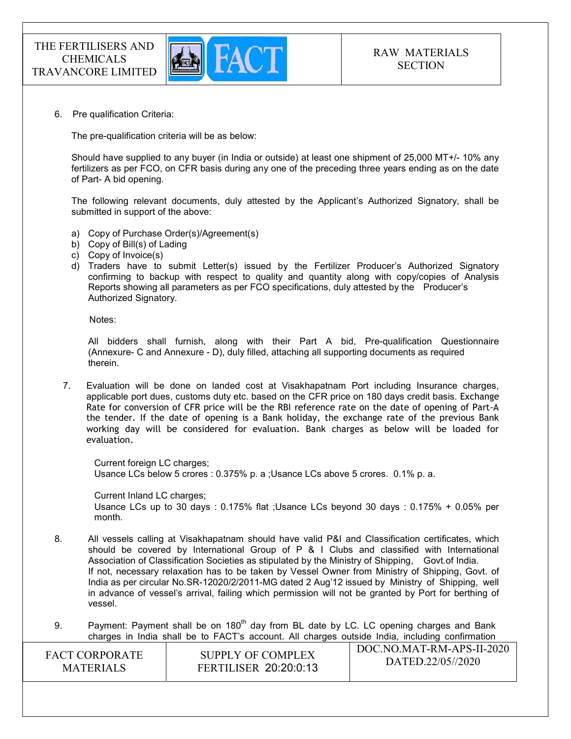6. Pre qualification Criteria:

The pre-qualification criteria will be as below:

Should have supplied to any buyer (in India or outside) at least one shipment of 25,000 MT+/- 10% any fertilizers as per FCO, on CFR basis during any one of the preceding three years ending as on the date of Part- A bid opening.

The following relevant documents, duly attested by the Applicant's Authorized Signatory, shall be submitted in support of the above:

a) Copy of Purchase Order(s)/Agreement(s)
b) Copy of Bill(s) of Lading
c) Copy of Invoice(s)
d) Traders have to submit Letter(s) issued by the Fertilizer Producer's Authorized Signatory confirming to backup with respect to quality and quantity along with copy/copies of Analysis Reports showing all parameters as per FCO specifications, duly attested by the Producer's Authorized Signatory.

Notes:

All bidders shall furnish, along with their Part A bid, Pre-qualification Questionnaire (Annexure- C and Annexure - D), duly filled, attaching all supporting documents as required therein.

7. Evaluation will be done on landed cost at Visakhapatnam Port including Insurance charges, applicable port dues, customs duty etc. based on the CFR price on 180 days credit basis. Exchange Rate for conversion of CFR price will be the RBI reference rate on the date of opening of Part-A the tender. If the date of opening is a Bank holiday, the exchange rate of the previous Bank working day will be considered for evaluation. Bank charges as below will be loaded for evaluation.

   Current foreign LC charges;
   Usance LCs below 5 crores : 0.375% p. a ;Usance LCs above 5 crores. 0.1% p. a.

   Current Inland LC charges;
   Usance LCs up to 30 days : 0.175% flat ;Usance LCs beyond 30 days : 0.175% + 0.05% per month.

8. All vessels calling at Visakhapatnam should have valid P&I and Classification certificates, which should be covered by International Group of P & I Clubs and classified with International Association of Classification Societies as stipulated by the Ministry of Shipping, Govt.of India.
   If not, necessary relaxation has to be taken by Vessel Owner from Ministry of Shipping, Govt. of India as per circular No.SR-12020/2/2011-MG dated 2 Aug'12 issued by Ministry of Shipping, well in advance of vessel's arrival, failing which permission will not be granted by Port for berthing of vessel.

9. Payment: Payment shall be on 180th day from BL date by LC. LC opening charges and Bank charges in India shall be to FACT's account. All charges outside India, including confirmation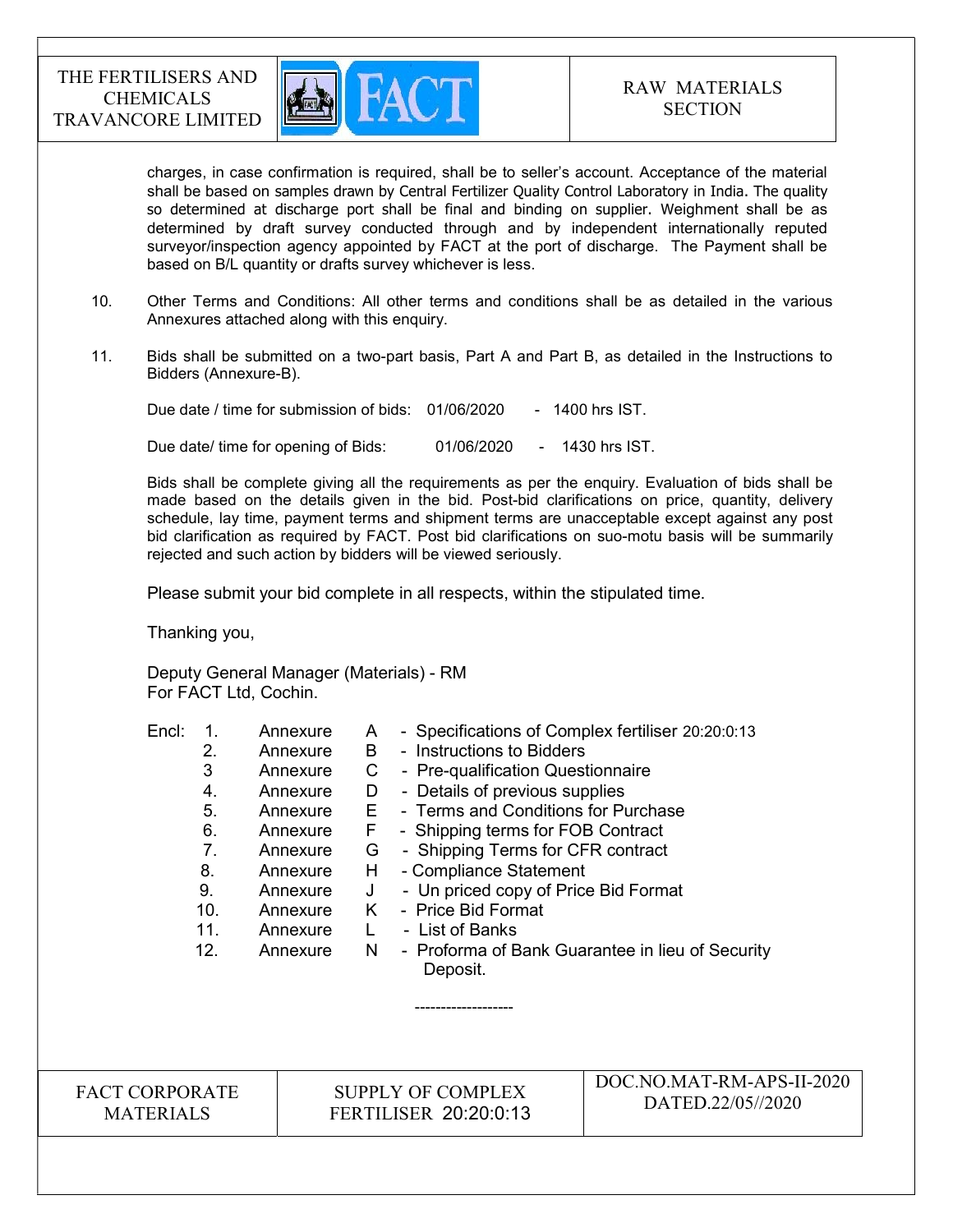charges, in case confirmation is required, shall be to seller's account. Acceptance of the material shall be based on samples drawn by Central Fertilizer Quality Control Laboratory in India. The quality so determined at discharge port shall be final and binding on supplier. Weighment shall be as determined by draft survey conducted through and by independent internationally reputed surveyor/inspection agency appointed by FACT at the port of discharge. The Payment shall be based on B/L quantity or drafts survey whichever is less.

10. Other Terms and Conditions: All other terms and conditions shall be as detailed in the various Annexures attached along with this enquiry.

11. Bids shall be submitted on a two-part basis, Part A and Part B, as detailed in the Instructions to Bidders (Annexure-B).

Due date / time for submission of bids: 01/06/2020 - 1400 hrs IST.

Due date/ time for opening of Bids: 01/06/2020 - 1430 hrs IST.

Bids shall be complete giving all the requirements as per the enquiry. Evaluation of bids shall be made based on the details given in the bid. Post-bid clarifications on price, quantity, delivery schedule, lay time, payment terms and shipment terms are unacceptable except against any post bid clarification as required by FACT. Post bid clarifications on suo-motu basis will be summarily rejected and such action by bidders will be viewed seriously.

Please submit your bid complete in all respects, within the stipulated time.

Thanking you,

Deputy General Manager (Materials) - RM
For FACT Ltd, Cochin.

Encl:

1. Annexure A - Specifications of Complex fertiliser 20:20:0:13
2. Annexure B - Instructions to Bidders
3. Annexure C - Pre-qualification Questionnaire
4. Annexure D - Details of previous supplies
5. Annexure E - Terms and Conditions for Purchase
6. Annexure F - Shipping terms for FOB Contract
7. Annexure G - Shipping Terms for CFR contract
8. Annexure H - Compliance Statement
9. Annexure J - Un priced copy of Price Bid Format
10. Annexure K - Price Bid Format
11. Annexure L - List of Banks
12. Annexure N - Proforma of Bank Guarantee in lieu of Security Deposit.

-------------------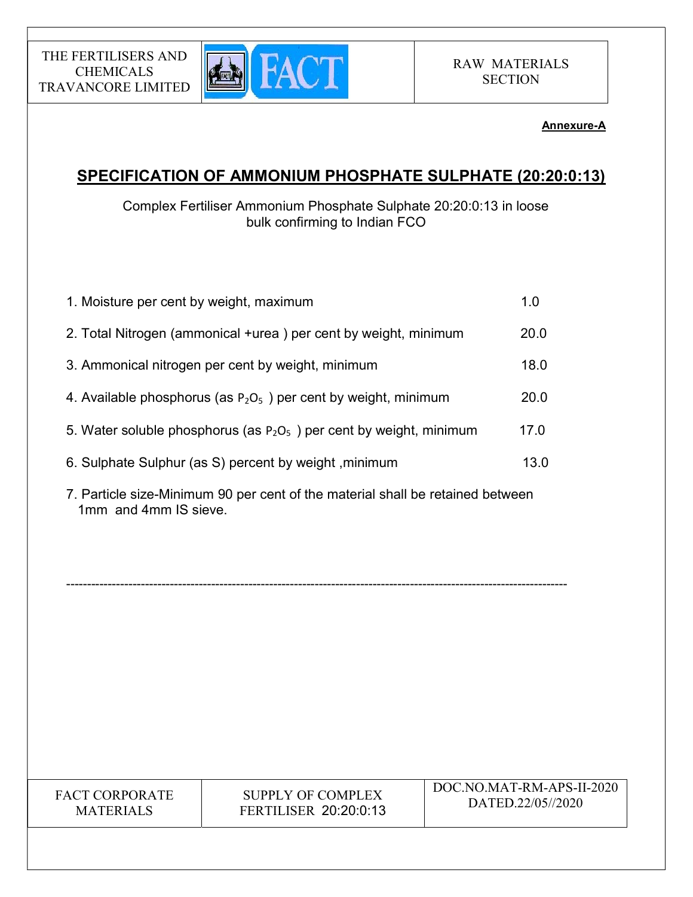**Annexure-A**

## SPECIFICATION OF AMMONIUM PHOSPHATE SULPHATE (20:20:0:13)

Complex Fertiliser Ammonium Phosphate Sulphate 20:20:0:13 in loose bulk confirming to Indian FCO

| | |
|---|---|
| 1. Moisture per cent by weight, maximum | 1.0 |
| 2. Total Nitrogen (ammonical +urea ) per cent by weight, minimum | 20.0 |
| 3. Ammonical nitrogen per cent by weight, minimum | 18.0 |
| 4. Available phosphorus (as $P_2O_5$ ) per cent by weight, minimum | 20.0 |
| 5. Water soluble phosphorus (as $P_2O_5$ ) per cent by weight, minimum | 17.0 |
| 6. Sulphate Sulphur (as S) percent by weight ,minimum | 13.0 |

7. Particle size-Minimum 90 per cent of the material shall be retained between 1mm and 4mm IS sieve.

---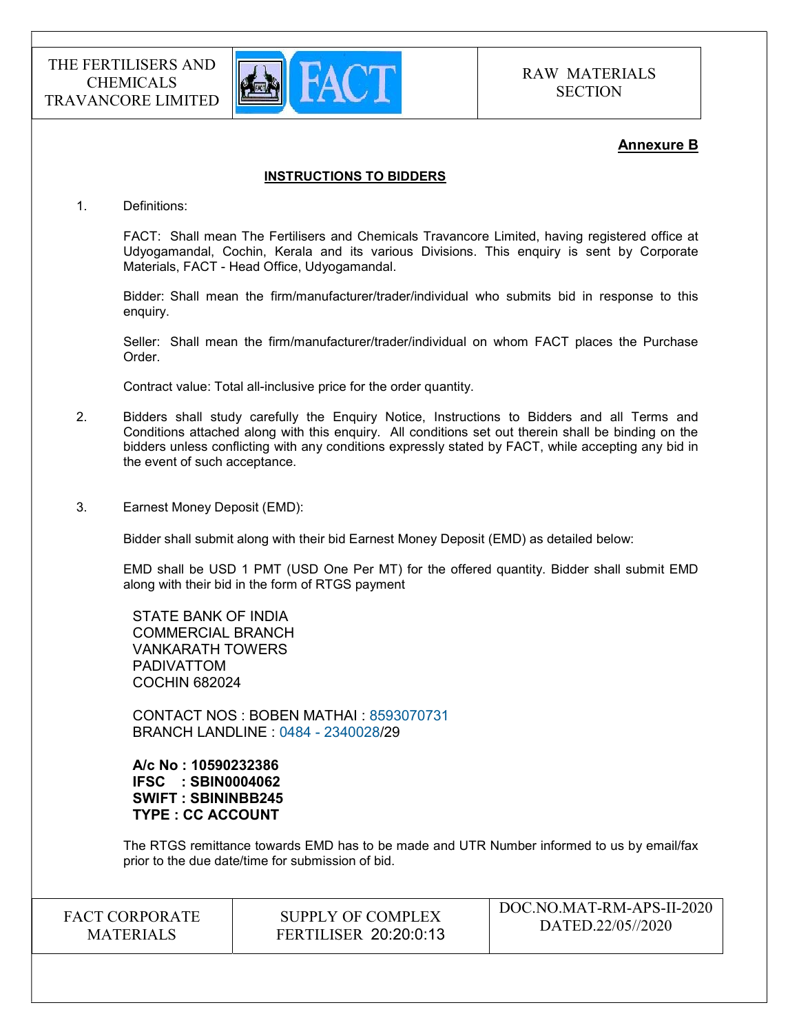**Annexure B**

**INSTRUCTIONS TO BIDDERS**

1. Definitions:

   FACT: Shall mean The Fertilisers and Chemicals Travancore Limited, having registered office at Udyogamandal, Cochin, Kerala and its various Divisions. This enquiry is sent by Corporate Materials, FACT - Head Office, Udyogamandal.

   Bidder: Shall mean the firm/manufacturer/trader/individual who submits bid in response to this enquiry.

   Seller: Shall mean the firm/manufacturer/trader/individual on whom FACT places the Purchase Order.

   Contract value: Total all-inclusive price for the order quantity.

2. Bidders shall study carefully the Enquiry Notice, Instructions to Bidders and all Terms and Conditions attached along with this enquiry. All conditions set out therein shall be binding on the bidders unless conflicting with any conditions expressly stated by FACT, while accepting any bid in the event of such acceptance.

3. Earnest Money Deposit (EMD):

   Bidder shall submit along with their bid Earnest Money Deposit (EMD) as detailed below:

   EMD shall be USD 1 PMT (USD One Per MT) for the offered quantity. Bidder shall submit EMD along with their bid in the form of RTGS payment

   STATE BANK OF INDIA
   COMMERCIAL BRANCH
   VANKARATH TOWERS
   PADIVATTOM
   COCHIN 682024

   CONTACT NOS : BOBEN MATHAI : 8593070731
   BRANCH LANDLINE : 0484 - 2340028/29

   **A/c No : 10590232386**
   **IFSC : SBIN0004062**
   **SWIFT : SBININBB245**
   **TYPE : CC ACCOUNT**

   The RTGS remittance towards EMD has to be made and UTR Number informed to us by email/fax prior to the due date/time for submission of bid.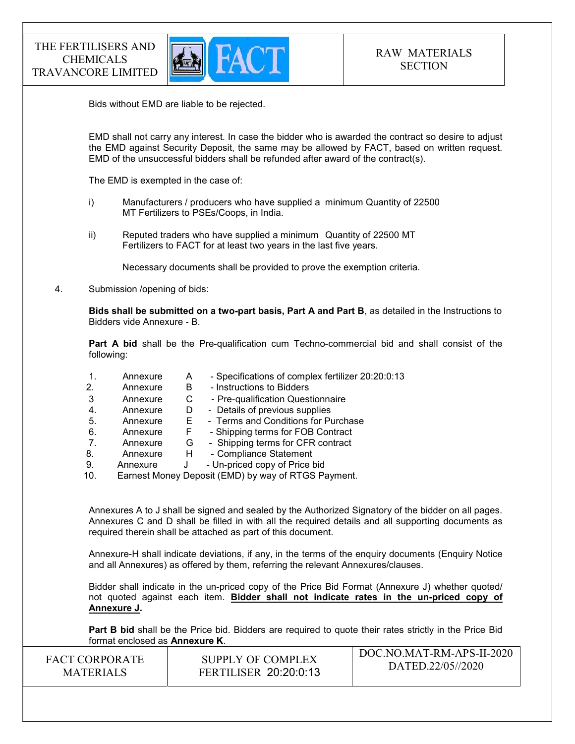Bids without EMD are liable to be rejected.

EMD shall not carry any interest. In case the bidder who is awarded the contract so desire to adjust the EMD against Security Deposit, the same may be allowed by FACT, based on written request. EMD of the unsuccessful bidders shall be refunded after award of the contract(s).

The EMD is exempted in the case of:

i) Manufacturers / producers who have supplied a minimum Quantity of 22500 MT Fertilizers to PSEs/Coops, in India.

ii) Reputed traders who have supplied a minimum Quantity of 22500 MT Fertilizers to FACT for at least two years in the last five years.

Necessary documents shall be provided to prove the exemption criteria.

4. Submission /opening of bids:

**Bids shall be submitted on a two-part basis, Part A and Part B**, as detailed in the Instructions to Bidders vide Annexure - B.

**Part A bid** shall be the Pre-qualification cum Techno-commercial bid and shall consist of the following:

1. Annexure A - Specifications of complex fertilizer 20:20:0:13
2. Annexure B - Instructions to Bidders
3. Annexure C - Pre-qualification Questionnaire
4. Annexure D - Details of previous supplies
5. Annexure E - Terms and Conditions for Purchase
6. Annexure F - Shipping terms for FOB Contract
7. Annexure G - Shipping terms for CFR contract
8. Annexure H - Compliance Statement
9. Annexure J - Un-priced copy of Price bid
10. Earnest Money Deposit (EMD) by way of RTGS Payment.

Annexures A to J shall be signed and sealed by the Authorized Signatory of the bidder on all pages. Annexures C and D shall be filled in with all the required details and all supporting documents as required therein shall be attached as part of this document.

Annexure-H shall indicate deviations, if any, in the terms of the enquiry documents (Enquiry Notice and all Annexures) as offered by them, referring the relevant Annexures/clauses.

Bidder shall indicate in the un-priced copy of the Price Bid Format (Annexure J) whether quoted/ not quoted against each item. **Bidder shall not indicate rates in the un-priced copy of Annexure J.**

**Part B bid** shall be the Price bid. Bidders are required to quote their rates strictly in the Price Bid format enclosed as **Annexure K**.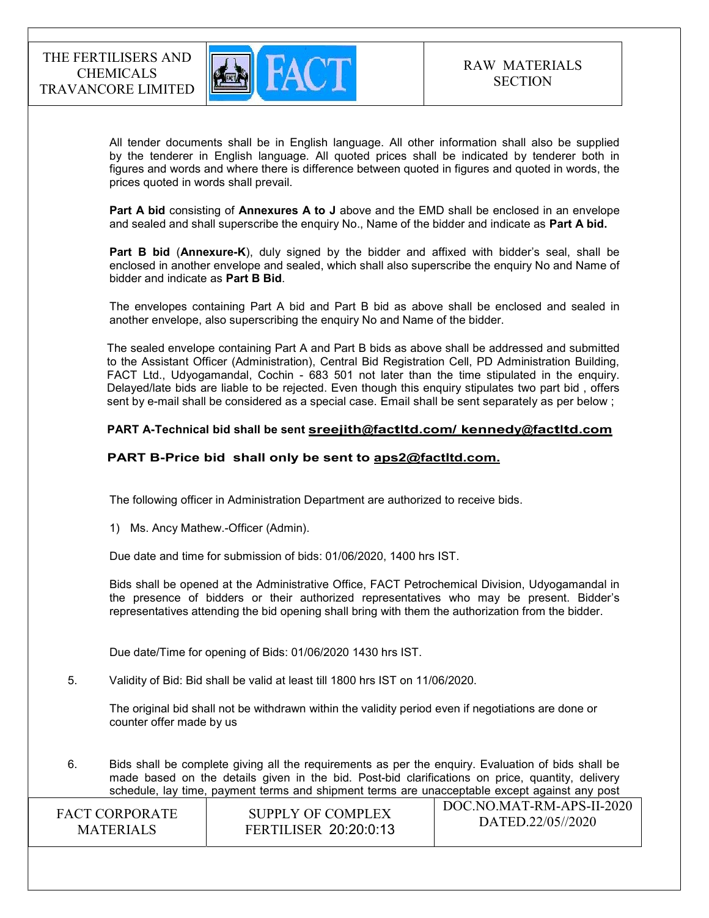All tender documents shall be in English language. All other information shall also be supplied by the tenderer in English language. All quoted prices shall be indicated by tenderer both in figures and words and where there is difference between quoted in figures and quoted in words, the prices quoted in words shall prevail.

**Part A bid** consisting of **Annexures A to J** above and the EMD shall be enclosed in an envelope and sealed and shall superscribe the enquiry No., Name of the bidder and indicate as **Part A bid.**

**Part B bid** (**Annexure-K**), duly signed by the bidder and affixed with bidder's seal, shall be enclosed in another envelope and sealed, which shall also superscribe the enquiry No and Name of bidder and indicate as **Part B Bid**.

The envelopes containing Part A bid and Part B bid as above shall be enclosed and sealed in another envelope, also superscribing the enquiry No and Name of the bidder.

The sealed envelope containing Part A and Part B bids as above shall be addressed and submitted to the Assistant Officer (Administration), Central Bid Registration Cell, PD Administration Building, FACT Ltd., Udyogamandal, Cochin - 683 501 not later than the time stipulated in the enquiry. Delayed/late bids are liable to be rejected. Even though this enquiry stipulates two part bid , offers sent by e-mail shall be considered as a special case. Email shall be sent separately as per below ;

**PART A-Technical bid shall be sent sreejith@factltd.com/ kennedy@factltd.com**

**PART B-Price bid shall only be sent to aps2@factltd.com.**

The following officer in Administration Department are authorized to receive bids.

1) Ms. Ancy Mathew.-Officer (Admin).

Due date and time for submission of bids: 01/06/2020, 1400 hrs IST.

Bids shall be opened at the Administrative Office, FACT Petrochemical Division, Udyogamandal in the presence of bidders or their authorized representatives who may be present. Bidder's representatives attending the bid opening shall bring with them the authorization from the bidder.

Due date/Time for opening of Bids: 01/06/2020 1430 hrs IST.

5. Validity of Bid: Bid shall be valid at least till 1800 hrs IST on 11/06/2020.

   The original bid shall not be withdrawn within the validity period even if negotiations are done or counter offer made by us

6. Bids shall be complete giving all the requirements as per the enquiry. Evaluation of bids shall be made based on the details given in the bid. Post-bid clarifications on price, quantity, delivery schedule, lay time, payment terms and shipment terms are unacceptable except against any post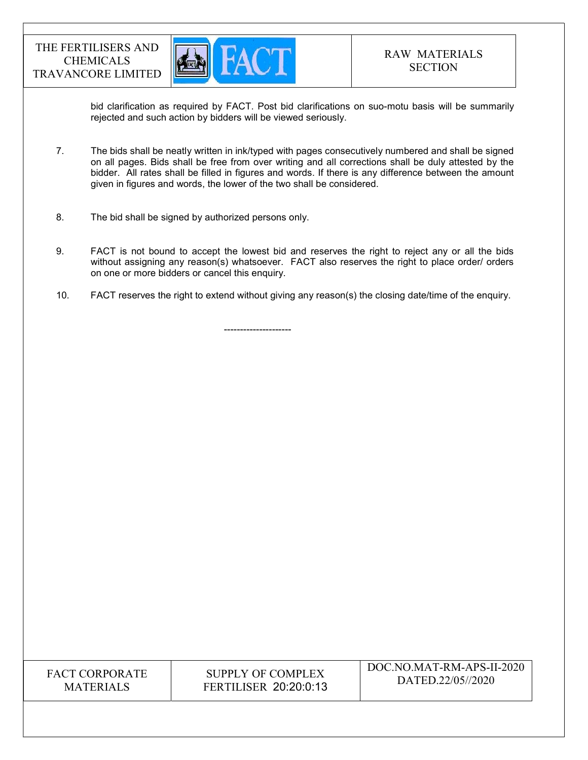bid clarification as required by FACT. Post bid clarifications on suo-motu basis will be summarily rejected and such action by bidders will be viewed seriously.

7. The bids shall be neatly written in ink/typed with pages consecutively numbered and shall be signed on all pages. Bids shall be free from over writing and all corrections shall be duly attested by the bidder. All rates shall be filled in figures and words. If there is any difference between the amount given in figures and words, the lower of the two shall be considered.

8. The bid shall be signed by authorized persons only.

9. FACT is not bound to accept the lowest bid and reserves the right to reject any or all the bids without assigning any reason(s) whatsoever. FACT also reserves the right to place order/ orders on one or more bidders or cancel this enquiry.

10. FACT reserves the right to extend without giving any reason(s) the closing date/time of the enquiry.

---------------------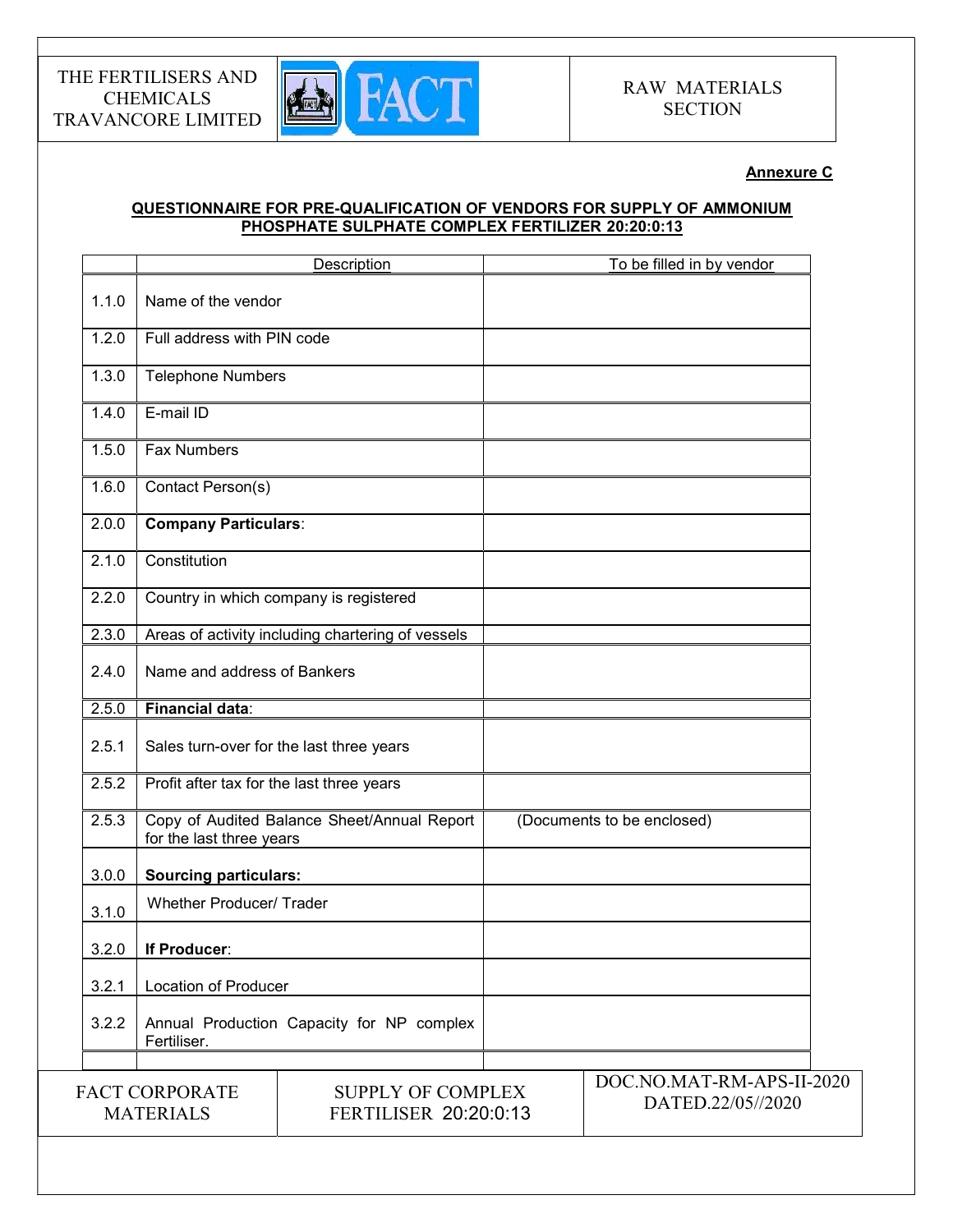**Annexure C**

**QUESTIONNAIRE FOR PRE-QUALIFICATION OF VENDORS FOR SUPPLY OF AMMONIUM PHOSPHATE SULPHATE COMPLEX FERTILIZER 20:20:0:13**

| | Description | To be filled in by vendor |
|---|---|---|
| 1.1.0 | Name of the vendor | |
| 1.2.0 | Full address with PIN code | |
| 1.3.0 | Telephone Numbers | |
| 1.4.0 | E-mail ID | |
| 1.5.0 | Fax Numbers | |
| 1.6.0 | Contact Person(s) | |
| 2.0.0 | **Company Particulars**: | |
| 2.1.0 | Constitution | |
| 2.2.0 | Country in which company is registered | |
| 2.3.0 | Areas of activity including chartering of vessels | |
| 2.4.0 | Name and address of Bankers | |
| 2.5.0 | **Financial data**: | |
| 2.5.1 | Sales turn-over for the last three years | |
| 2.5.2 | Profit after tax for the last three years | |
| 2.5.3 | Copy of Audited Balance Sheet/Annual Report for the last three years | (Documents to be enclosed) |
| 3.0.0 | **Sourcing particulars:** | |
| 3.1.0 | Whether Producer/ Trader | |
| 3.2.0 | **If Producer**: | |
| 3.2.1 | Location of Producer | |
| 3.2.2 | Annual Production Capacity for NP complex Fertiliser. | |
| | | |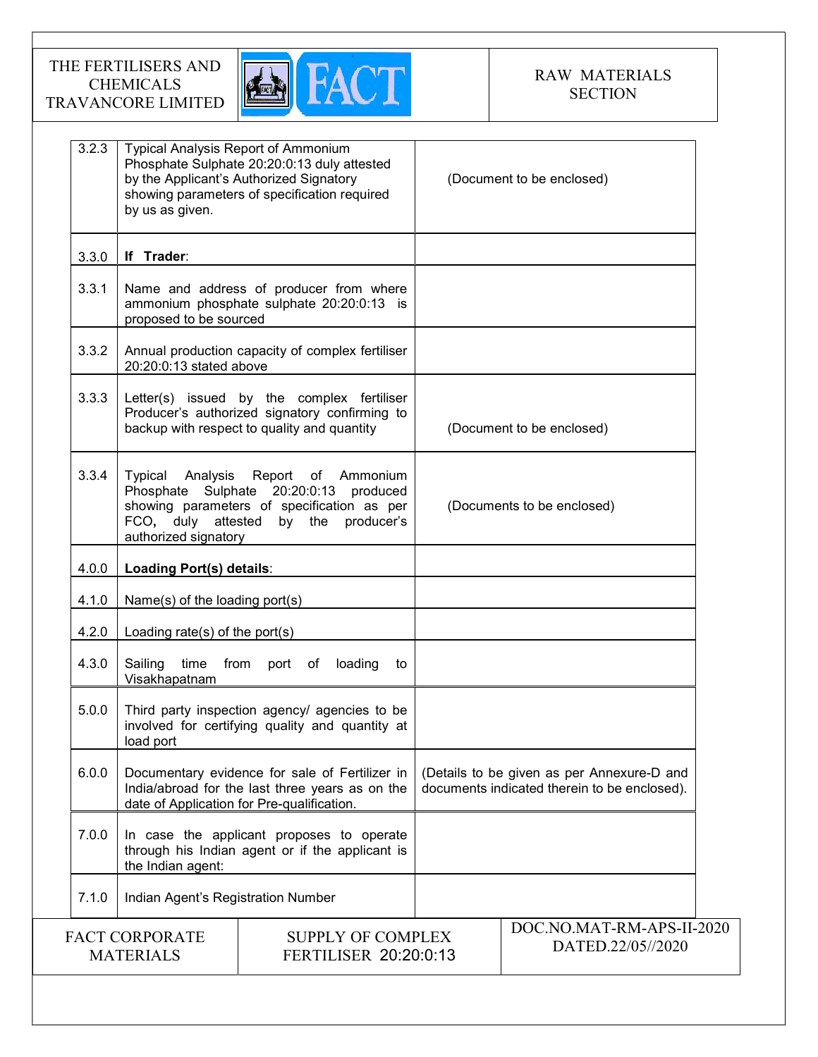| | | |
|---|---|---|
| 3.2.3 | Typical Analysis Report of Ammonium Phosphate Sulphate 20:20:0:13 duly attested by the Applicant's Authorized Signatory showing parameters of specification required by us as given. | (Document to be enclosed) |
| 3.3.0 | **If Trader**: | |
| 3.3.1 | Name and address of producer from where ammonium phosphate sulphate 20:20:0:13 is proposed to be sourced | |
| 3.3.2 | Annual production capacity of complex fertiliser 20:20:0:13 stated above | |
| 3.3.3 | Letter(s) issued by the complex fertiliser Producer's authorized signatory confirming to backup with respect to quality and quantity | (Document to be enclosed) |
| 3.3.4 | Typical Analysis Report of Ammonium Phosphate Sulphate 20:20:0:13 produced showing parameters of specification as per FCO, duly attested by the producer's authorized signatory | (Documents to be enclosed) |
| 4.0.0 | **Loading Port(s) details**: | |
| 4.1.0 | Name(s) of the loading port(s) | |
| 4.2.0 | Loading rate(s) of the port(s) | |
| 4.3.0 | Sailing time from port of loading to Visakhapatnam | |
| 5.0.0 | Third party inspection agency/ agencies to be involved for certifying quality and quantity at load port | |
| 6.0.0 | Documentary evidence for sale of Fertilizer in India/abroad for the last three years as on the date of Application for Pre-qualification. | (Details to be given as per Annexure-D and documents indicated therein to be enclosed). |
| 7.0.0 | In case the applicant proposes to operate through his Indian agent or if the applicant is the Indian agent: | |
| 7.1.0 | Indian Agent's Registration Number | |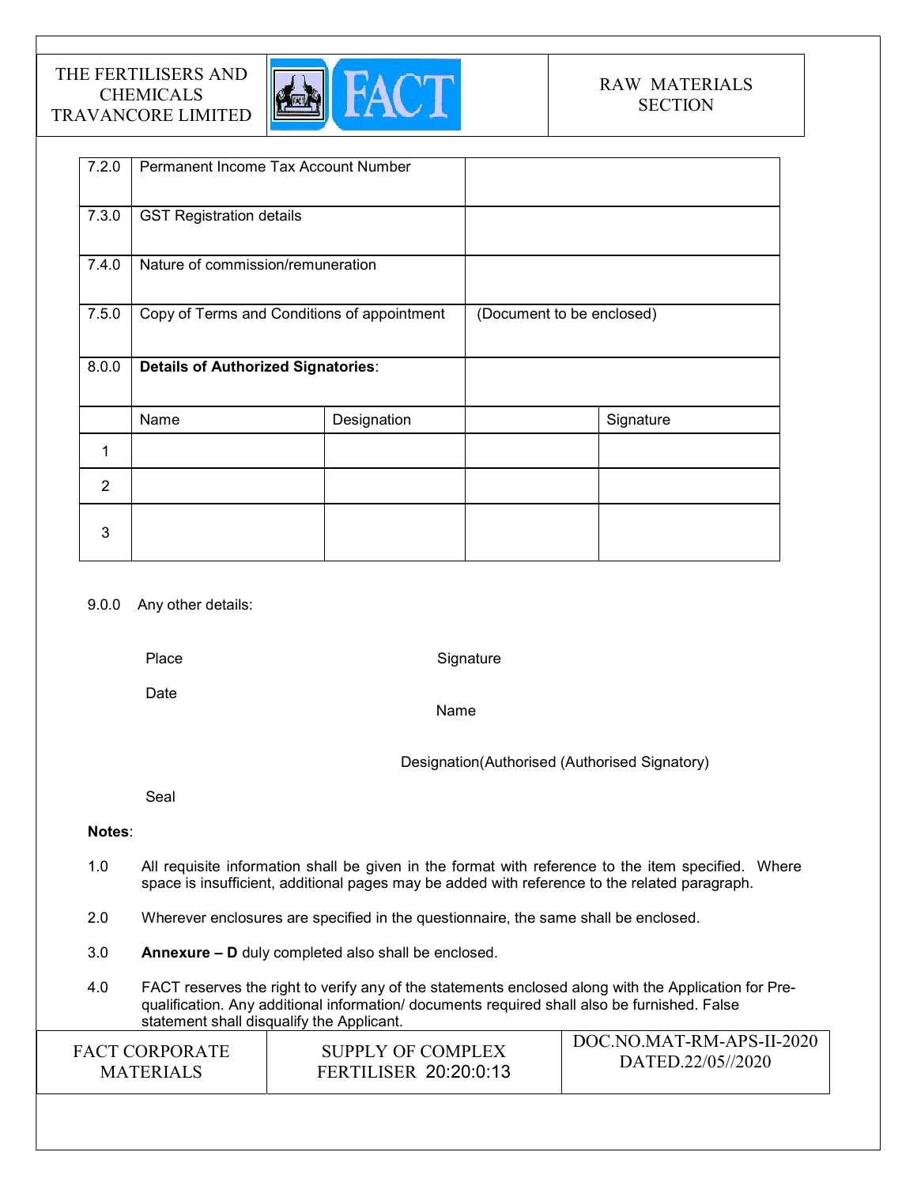| | | |
|---|---|---|
| 7.2.0 | Permanent Income Tax Account Number | |
| 7.3.0 | GST Registration details | |
| 7.4.0 | Nature of commission/remuneration | |
| 7.5.0 | Copy of Terms and Conditions of appointment | (Document to be enclosed) |
| 8.0.0 | **Details of Authorized Signatories**: | |

| | Name | Designation | | Signature |
|---|---|---|---|---|
| 1 | | | | |
| 2 | | | | |
| 3 | | | | |

9.0.0 Any other details:

Place

Date

Signature

Name

Designation(Authorised (Authorised Signatory)

Seal

**Notes**:

1.0 All requisite information shall be given in the format with reference to the item specified. Where space is insufficient, additional pages may be added with reference to the related paragraph.

2.0 Wherever enclosures are specified in the questionnaire, the same shall be enclosed.

3.0 **Annexure – D** duly completed also shall be enclosed.

4.0 FACT reserves the right to verify any of the statements enclosed along with the Application for Pre-qualification. Any additional information/ documents required shall also be furnished. False statement shall disqualify the Applicant.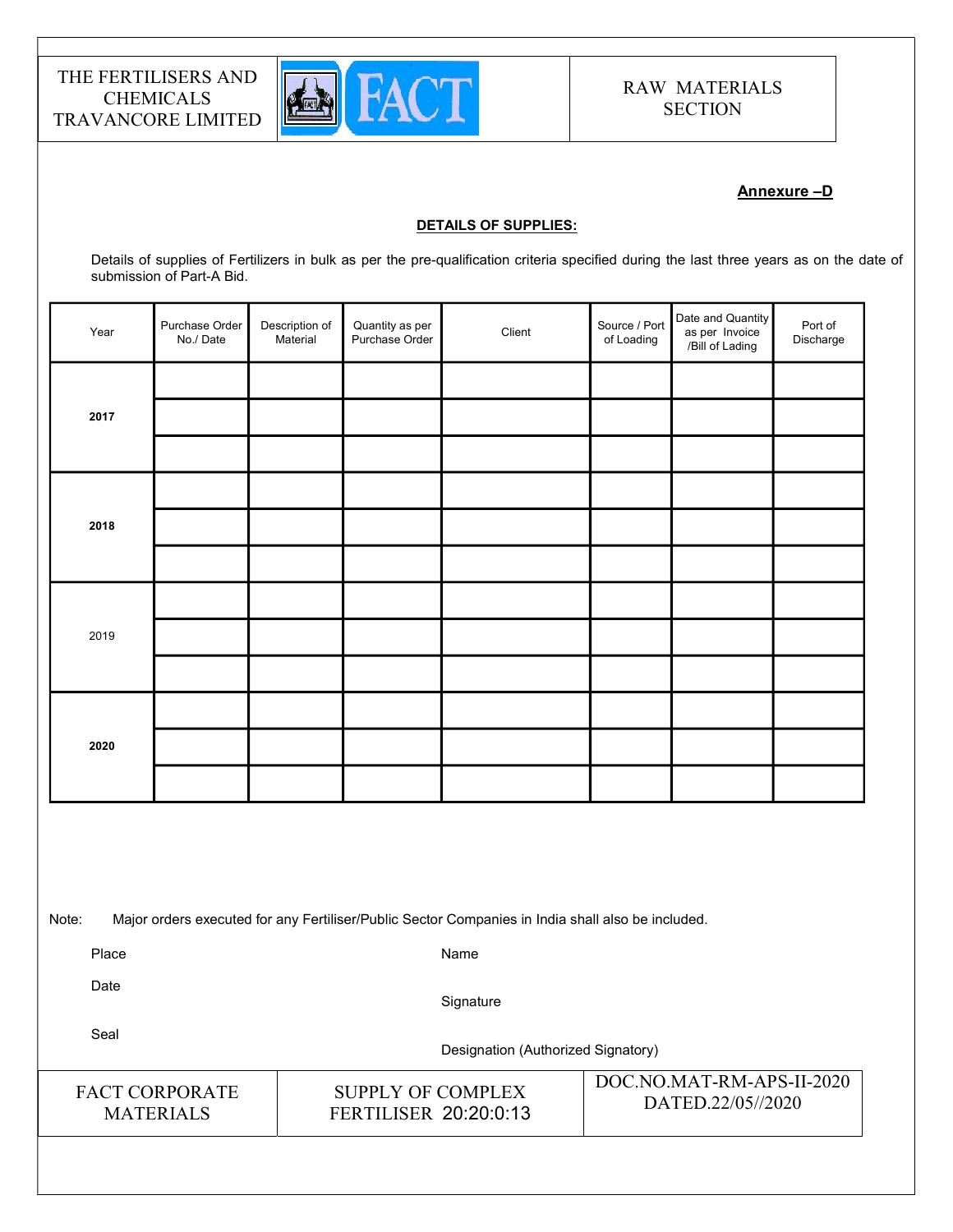**Annexure –D**

**DETAILS OF SUPPLIES:**

Details of supplies of Fertilizers in bulk as per the pre-qualification criteria specified during the last three years as on the date of submission of Part-A Bid.

| Year | Purchase Order No./ Date | Description of Material | Quantity as per Purchase Order | Client | Source / Port of Loading | Date and Quantity as per Invoice /Bill of Lading | Port of Discharge |
|---|---|---|---|---|---|---|---|
| **2017** | | | | | | | |
| | | | | | | | |
| | | | | | | | |
| **2018** | | | | | | | |
| | | | | | | | |
| | | | | | | | |
| 2019 | | | | | | | |
| | | | | | | | |
| | | | | | | | |
| **2020** | | | | | | | |
| | | | | | | | |
| | | | | | | | |

Note: Major orders executed for any Fertiliser/Public Sector Companies in India shall also be included.

Place

Date

Seal

Name

Signature

Designation (Authorized Signatory)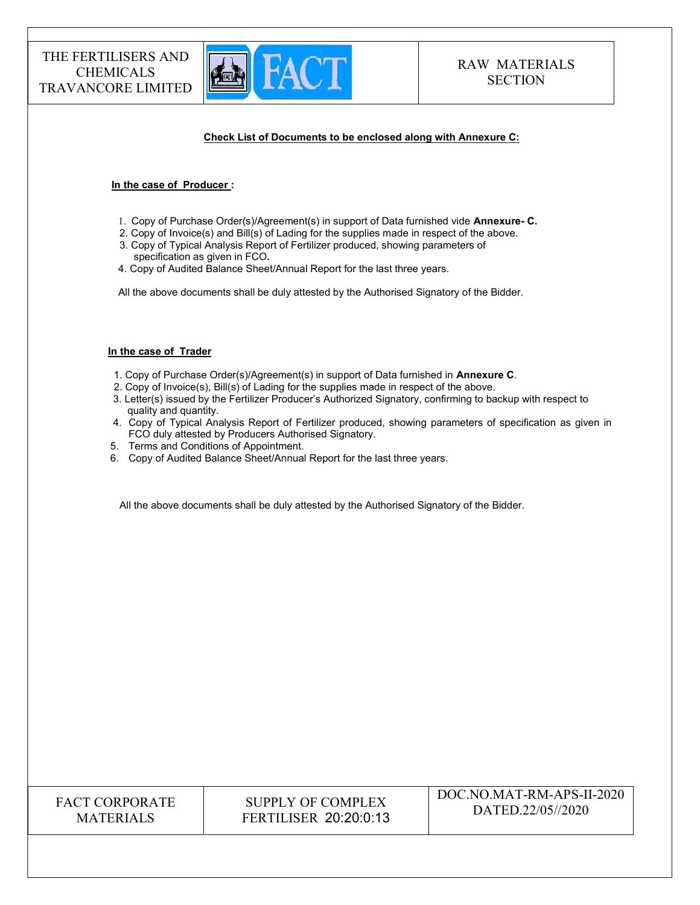**Check List of Documents to be enclosed along with Annexure C:**

**In the case of Producer :**

1. Copy of Purchase Order(s)/Agreement(s) in support of Data furnished vide **Annexure- C.**
2. Copy of Invoice(s) and Bill(s) of Lading for the supplies made in respect of the above.
3. Copy of Typical Analysis Report of Fertilizer produced, showing parameters of specification as given in FCO**.**
4. Copy of Audited Balance Sheet/Annual Report for the last three years.

All the above documents shall be duly attested by the Authorised Signatory of the Bidder.

**In the case of Trader**

1. Copy of Purchase Order(s)/Agreement(s) in support of Data furnished in **Annexure C**.
2. Copy of Invoice(s), Bill(s) of Lading for the supplies made in respect of the above.
3. Letter(s) issued by the Fertilizer Producer's Authorized Signatory, confirming to backup with respect to quality and quantity.
4. Copy of Typical Analysis Report of Fertilizer produced, showing parameters of specification as given in FCO duly attested by Producers Authorised Signatory.
5. Terms and Conditions of Appointment.
6. Copy of Audited Balance Sheet/Annual Report for the last three years.

All the above documents shall be duly attested by the Authorised Signatory of the Bidder.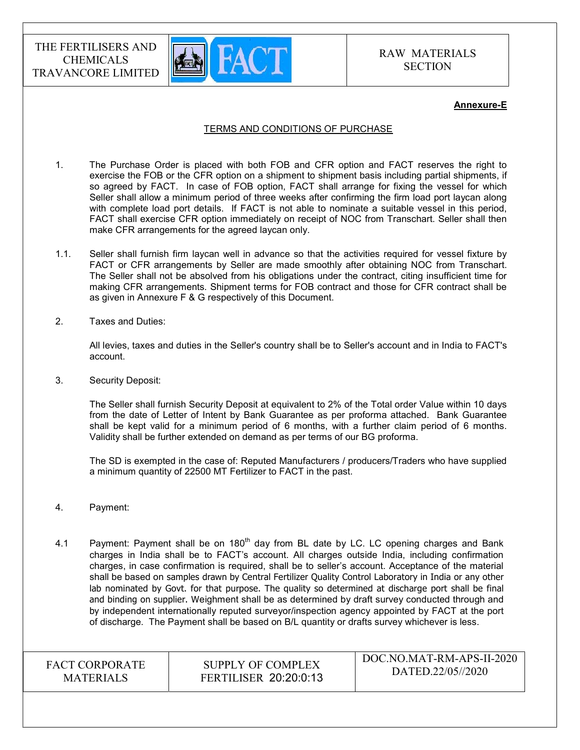**Annexure-E**

## TERMS AND CONDITIONS OF PURCHASE

1. The Purchase Order is placed with both FOB and CFR option and FACT reserves the right to exercise the FOB or the CFR option on a shipment to shipment basis including partial shipments, if so agreed by FACT. In case of FOB option, FACT shall arrange for fixing the vessel for which Seller shall allow a minimum period of three weeks after confirming the firm load port laycan along with complete load port details. If FACT is not able to nominate a suitable vessel in this period, FACT shall exercise CFR option immediately on receipt of NOC from Transchart. Seller shall then make CFR arrangements for the agreed laycan only.

1.1. Seller shall furnish firm laycan well in advance so that the activities required for vessel fixture by FACT or CFR arrangements by Seller are made smoothly after obtaining NOC from Transchart. The Seller shall not be absolved from his obligations under the contract, citing insufficient time for making CFR arrangements. Shipment terms for FOB contract and those for CFR contract shall be as given in Annexure F & G respectively of this Document.

2. Taxes and Duties:

   All levies, taxes and duties in the Seller's country shall be to Seller's account and in India to FACT's account.

3. Security Deposit:

   The Seller shall furnish Security Deposit at equivalent to 2% of the Total order Value within 10 days from the date of Letter of Intent by Bank Guarantee as per proforma attached. Bank Guarantee shall be kept valid for a minimum period of 6 months, with a further claim period of 6 months. Validity shall be further extended on demand as per terms of our BG proforma.

   The SD is exempted in the case of: Reputed Manufacturers / producers/Traders who have supplied a minimum quantity of 22500 MT Fertilizer to FACT in the past.

4. Payment:

4.1 Payment: Payment shall be on 180th day from BL date by LC. LC opening charges and Bank charges in India shall be to FACT's account. All charges outside India, including confirmation charges, in case confirmation is required, shall be to seller's account. Acceptance of the material shall be based on samples drawn by Central Fertilizer Quality Control Laboratory in India or any other lab nominated by Govt. for that purpose. The quality so determined at discharge port shall be final and binding on supplier. Weighment shall be as determined by draft survey conducted through and by independent internationally reputed surveyor/inspection agency appointed by FACT at the port of discharge. The Payment shall be based on B/L quantity or drafts survey whichever is less.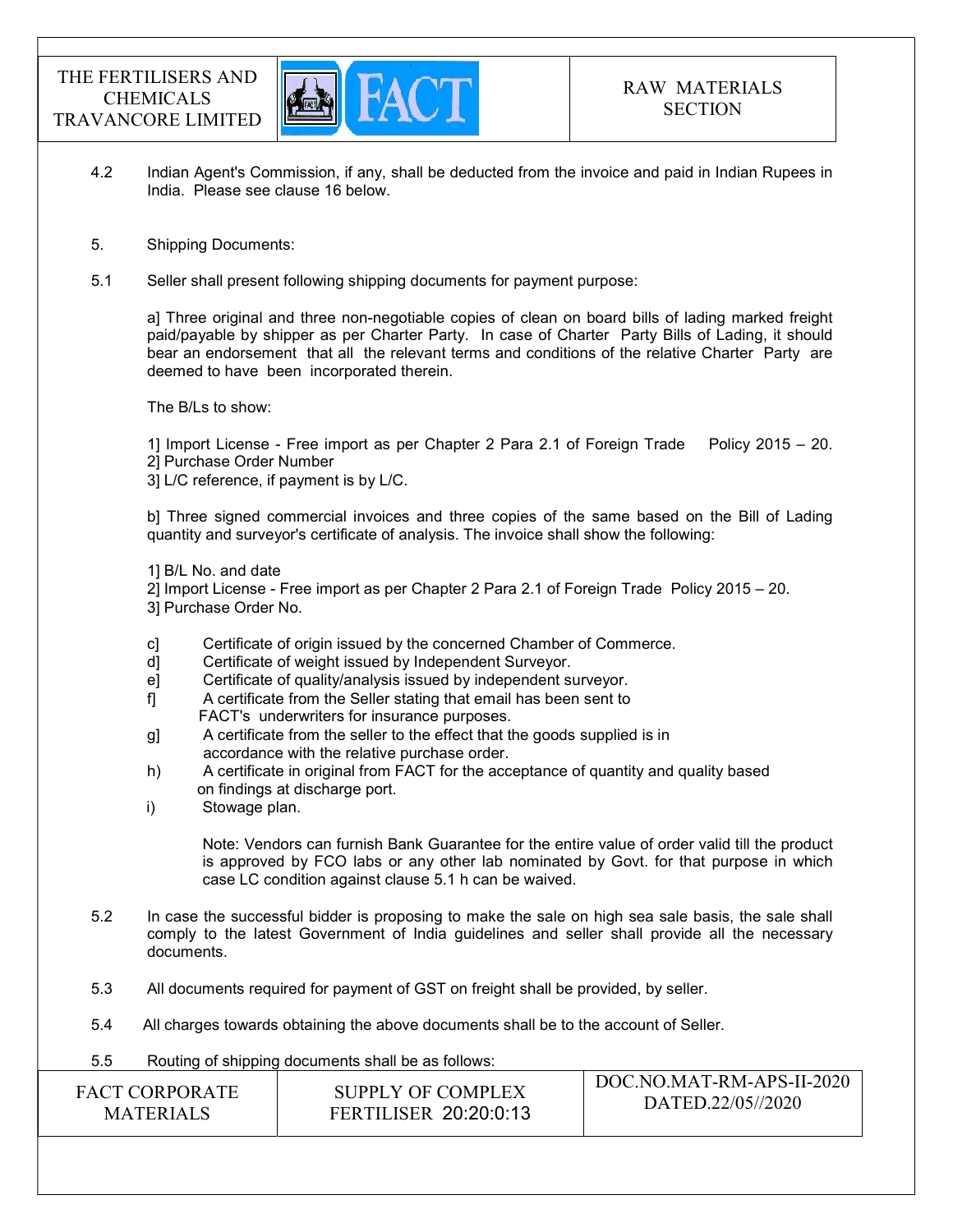4.2 Indian Agent's Commission, if any, shall be deducted from the invoice and paid in Indian Rupees in India. Please see clause 16 below.

5. Shipping Documents:

5.1 Seller shall present following shipping documents for payment purpose:

a] Three original and three non-negotiable copies of clean on board bills of lading marked freight paid/payable by shipper as per Charter Party. In case of Charter Party Bills of Lading, it should bear an endorsement that all the relevant terms and conditions of the relative Charter Party are deemed to have been incorporated therein.

The B/Ls to show:

1] Import License - Free import as per Chapter 2 Para 2.1 of Foreign Trade Policy 2015 – 20.
2] Purchase Order Number
3] L/C reference, if payment is by L/C.

b] Three signed commercial invoices and three copies of the same based on the Bill of Lading quantity and surveyor's certificate of analysis. The invoice shall show the following:

1] B/L No. and date
2] Import License - Free import as per Chapter 2 Para 2.1 of Foreign Trade Policy 2015 – 20.
3] Purchase Order No.

c] Certificate of origin issued by the concerned Chamber of Commerce.
d] Certificate of weight issued by Independent Surveyor.
e] Certificate of quality/analysis issued by independent surveyor.
f] A certificate from the Seller stating that email has been sent to FACT's underwriters for insurance purposes.
g] A certificate from the seller to the effect that the goods supplied is in accordance with the relative purchase order.
h) A certificate in original from FACT for the acceptance of quantity and quality based on findings at discharge port.
i) Stowage plan.

Note: Vendors can furnish Bank Guarantee for the entire value of order valid till the product is approved by FCO labs or any other lab nominated by Govt. for that purpose in which case LC condition against clause 5.1 h can be waived.

5.2 In case the successful bidder is proposing to make the sale on high sea sale basis, the sale shall comply to the latest Government of India guidelines and seller shall provide all the necessary documents.

5.3 All documents required for payment of GST on freight shall be provided, by seller.

5.4 All charges towards obtaining the above documents shall be to the account of Seller.

5.5 Routing of shipping documents shall be as follows: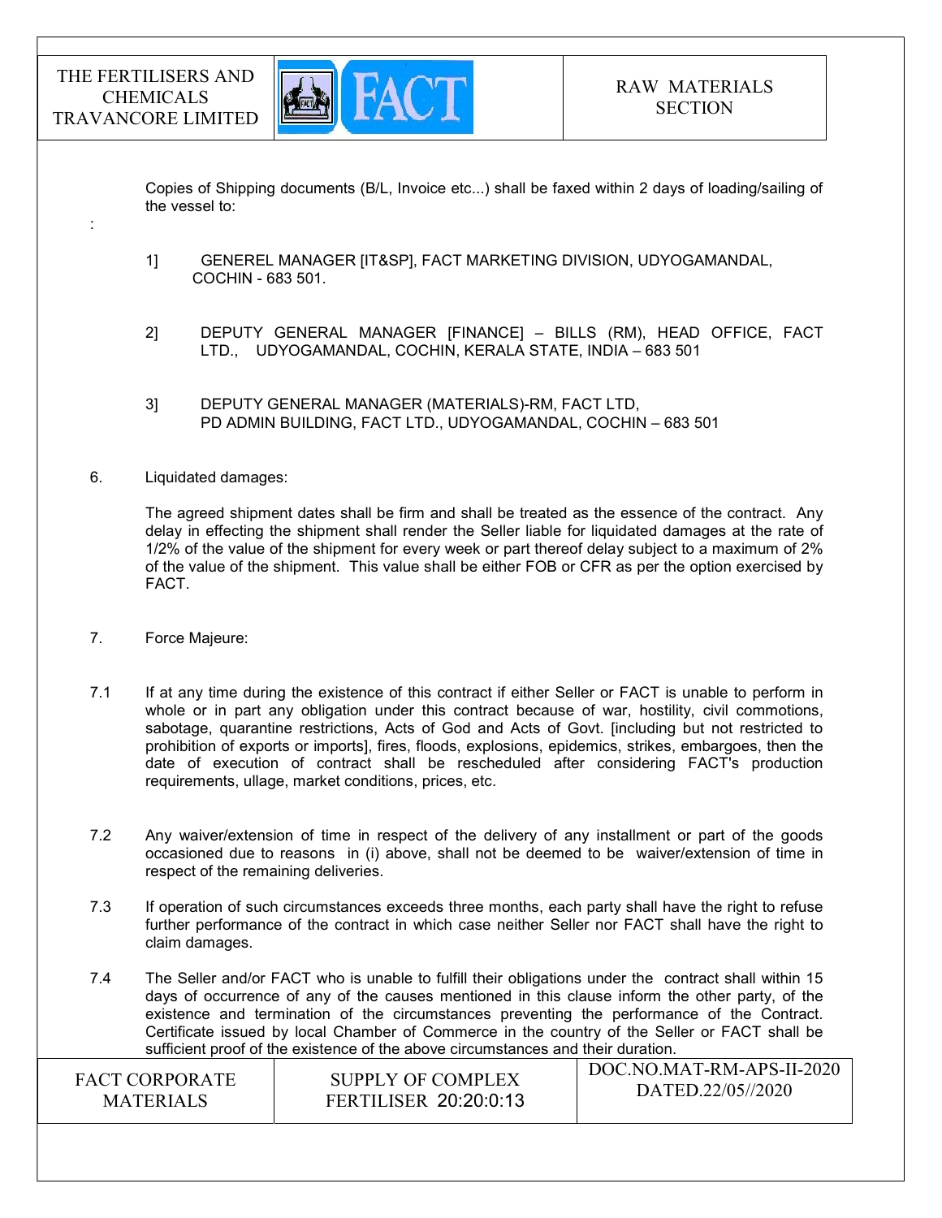Copies of Shipping documents (B/L, Invoice etc...) shall be faxed within 2 days of loading/sailing of the vessel to:

:

1] GENEREL MANAGER [IT&SP], FACT MARKETING DIVISION, UDYOGAMANDAL, COCHIN - 683 501.

2] DEPUTY GENERAL MANAGER [FINANCE] – BILLS (RM), HEAD OFFICE, FACT LTD., UDYOGAMANDAL, COCHIN, KERALA STATE, INDIA – 683 501

3] DEPUTY GENERAL MANAGER (MATERIALS)-RM, FACT LTD, PD ADMIN BUILDING, FACT LTD., UDYOGAMANDAL, COCHIN – 683 501

6. Liquidated damages:

The agreed shipment dates shall be firm and shall be treated as the essence of the contract. Any delay in effecting the shipment shall render the Seller liable for liquidated damages at the rate of 1/2% of the value of the shipment for every week or part thereof delay subject to a maximum of 2% of the value of the shipment. This value shall be either FOB or CFR as per the option exercised by FACT.

7. Force Majeure:

7.1 If at any time during the existence of this contract if either Seller or FACT is unable to perform in whole or in part any obligation under this contract because of war, hostility, civil commotions, sabotage, quarantine restrictions, Acts of God and Acts of Govt. [including but not restricted to prohibition of exports or imports], fires, floods, explosions, epidemics, strikes, embargoes, then the date of execution of contract shall be rescheduled after considering FACT's production requirements, ullage, market conditions, prices, etc.

7.2 Any waiver/extension of time in respect of the delivery of any installment or part of the goods occasioned due to reasons in (i) above, shall not be deemed to be waiver/extension of time in respect of the remaining deliveries.

7.3 If operation of such circumstances exceeds three months, each party shall have the right to refuse further performance of the contract in which case neither Seller nor FACT shall have the right to claim damages.

7.4 The Seller and/or FACT who is unable to fulfill their obligations under the contract shall within 15 days of occurrence of any of the causes mentioned in this clause inform the other party, of the existence and termination of the circumstances preventing the performance of the Contract. Certificate issued by local Chamber of Commerce in the country of the Seller or FACT shall be sufficient proof of the existence of the above circumstances and their duration.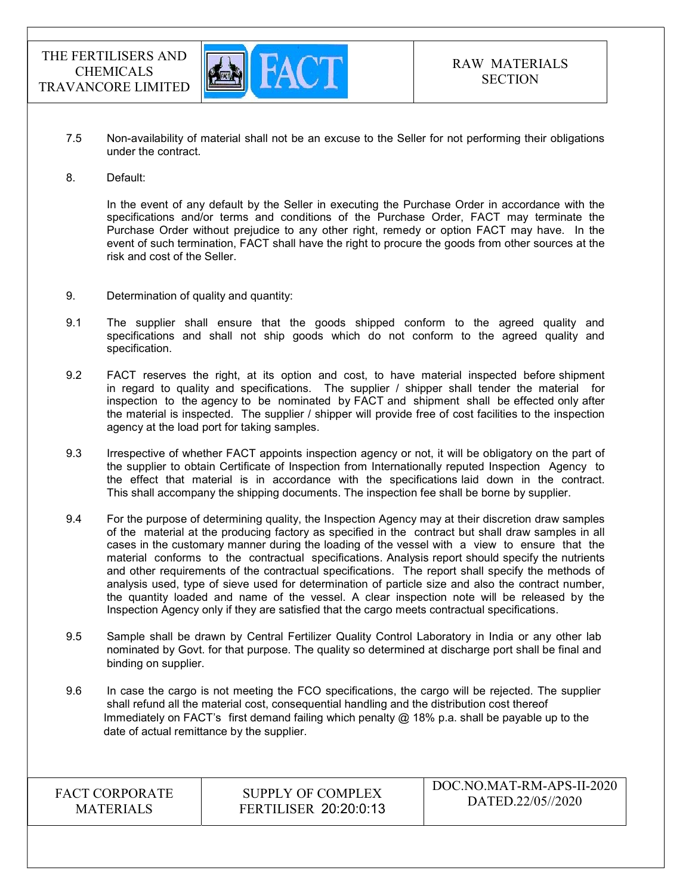7.5 Non-availability of material shall not be an excuse to the Seller for not performing their obligations under the contract.

8. Default:

In the event of any default by the Seller in executing the Purchase Order in accordance with the specifications and/or terms and conditions of the Purchase Order, FACT may terminate the Purchase Order without prejudice to any other right, remedy or option FACT may have. In the event of such termination, FACT shall have the right to procure the goods from other sources at the risk and cost of the Seller.

9. Determination of quality and quantity:

9.1 The supplier shall ensure that the goods shipped conform to the agreed quality and specifications and shall not ship goods which do not conform to the agreed quality and specification.

9.2 FACT reserves the right, at its option and cost, to have material inspected before shipment in regard to quality and specifications. The supplier / shipper shall tender the material for inspection to the agency to be nominated by FACT and shipment shall be effected only after the material is inspected. The supplier / shipper will provide free of cost facilities to the inspection agency at the load port for taking samples.

9.3 Irrespective of whether FACT appoints inspection agency or not, it will be obligatory on the part of the supplier to obtain Certificate of Inspection from Internationally reputed Inspection Agency to the effect that material is in accordance with the specifications laid down in the contract. This shall accompany the shipping documents. The inspection fee shall be borne by supplier.

9.4 For the purpose of determining quality, the Inspection Agency may at their discretion draw samples of the material at the producing factory as specified in the contract but shall draw samples in all cases in the customary manner during the loading of the vessel with a view to ensure that the material conforms to the contractual specifications. Analysis report should specify the nutrients and other requirements of the contractual specifications. The report shall specify the methods of analysis used, type of sieve used for determination of particle size and also the contract number, the quantity loaded and name of the vessel. A clear inspection note will be released by the Inspection Agency only if they are satisfied that the cargo meets contractual specifications.

9.5 Sample shall be drawn by Central Fertilizer Quality Control Laboratory in India or any other lab nominated by Govt. for that purpose. The quality so determined at discharge port shall be final and binding on supplier.

9.6 In case the cargo is not meeting the FCO specifications, the cargo will be rejected. The supplier shall refund all the material cost, consequential handling and the distribution cost thereof Immediately on FACT's first demand failing which penalty @ 18% p.a. shall be payable up to the date of actual remittance by the supplier.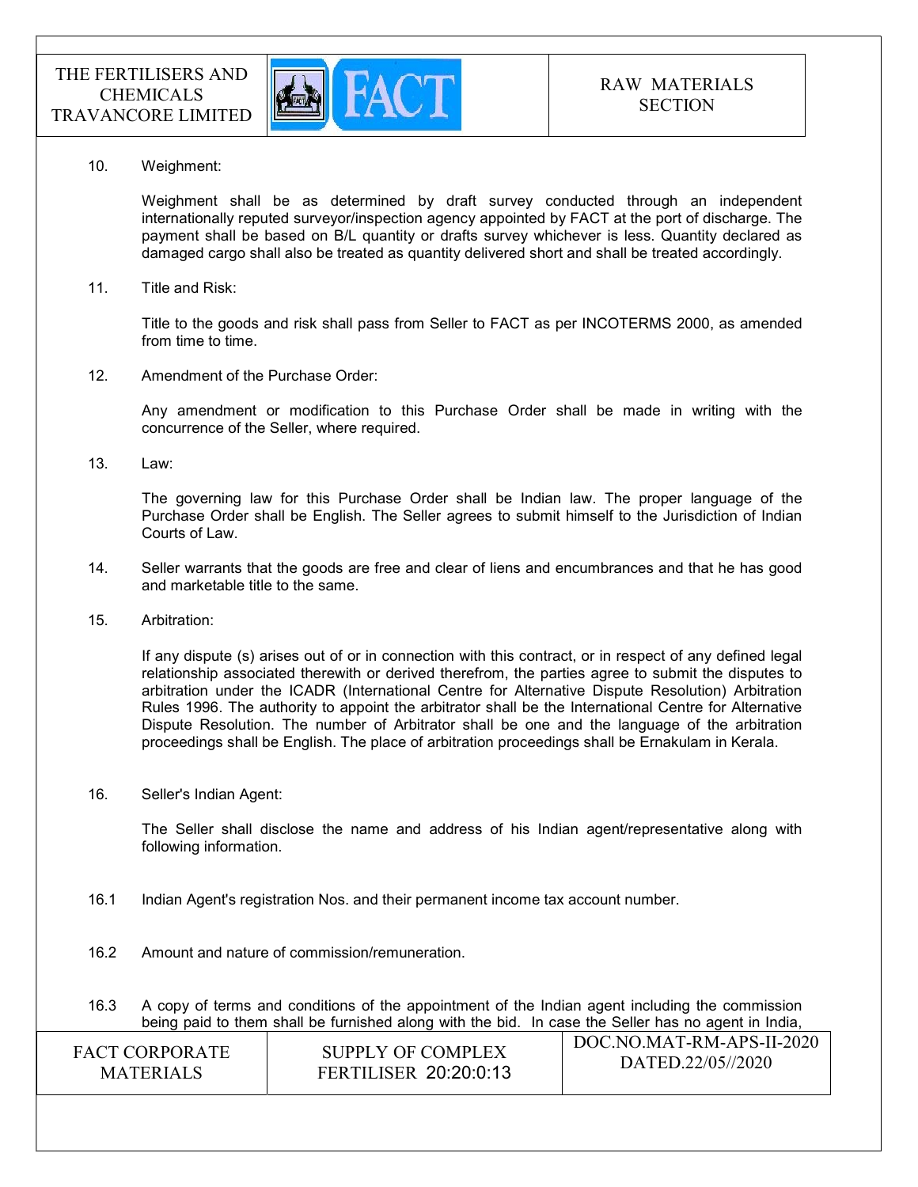10. Weighment:

 Weighment shall be as determined by draft survey conducted through an independent internationally reputed surveyor/inspection agency appointed by FACT at the port of discharge. The payment shall be based on B/L quantity or drafts survey whichever is less. Quantity declared as damaged cargo shall also be treated as quantity delivered short and shall be treated accordingly.

11. Title and Risk:

 Title to the goods and risk shall pass from Seller to FACT as per INCOTERMS 2000, as amended from time to time.

12. Amendment of the Purchase Order:

 Any amendment or modification to this Purchase Order shall be made in writing with the concurrence of the Seller, where required.

13. Law:

 The governing law for this Purchase Order shall be Indian law. The proper language of the Purchase Order shall be English. The Seller agrees to submit himself to the Jurisdiction of Indian Courts of Law.

14. Seller warrants that the goods are free and clear of liens and encumbrances and that he has good and marketable title to the same.

15. Arbitration:

 If any dispute (s) arises out of or in connection with this contract, or in respect of any defined legal relationship associated therewith or derived therefrom, the parties agree to submit the disputes to arbitration under the ICADR (International Centre for Alternative Dispute Resolution) Arbitration Rules 1996. The authority to appoint the arbitrator shall be the International Centre for Alternative Dispute Resolution. The number of Arbitrator shall be one and the language of the arbitration proceedings shall be English. The place of arbitration proceedings shall be Ernakulam in Kerala.

16. Seller's Indian Agent:

 The Seller shall disclose the name and address of his Indian agent/representative along with following information.

16.1 Indian Agent's registration Nos. and their permanent income tax account number.

16.2 Amount and nature of commission/remuneration.

16.3 A copy of terms and conditions of the appointment of the Indian agent including the commission being paid to them shall be furnished along with the bid. In case the Seller has no agent in India,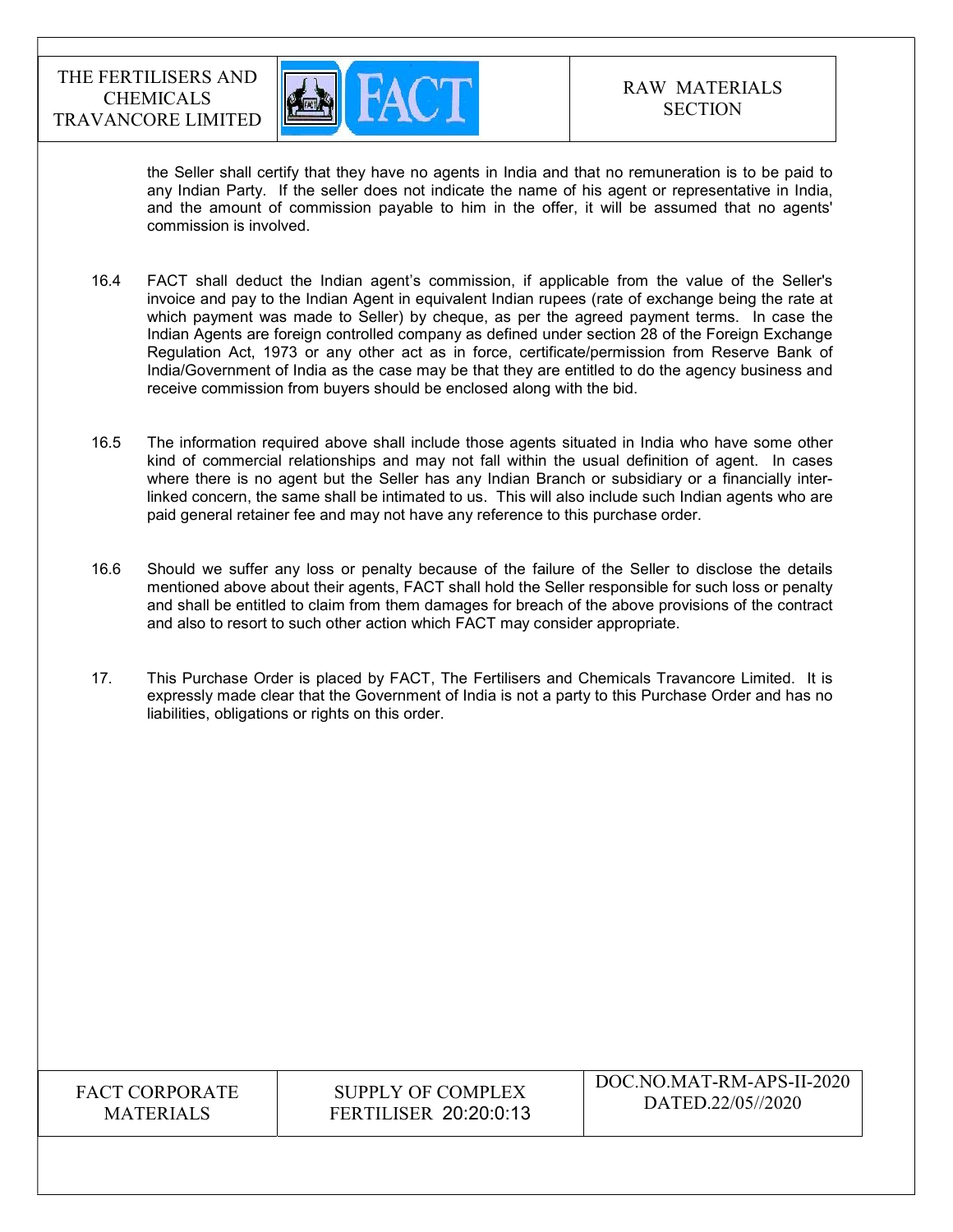the Seller shall certify that they have no agents in India and that no remuneration is to be paid to any Indian Party. If the seller does not indicate the name of his agent or representative in India, and the amount of commission payable to him in the offer, it will be assumed that no agents' commission is involved.

16.4 FACT shall deduct the Indian agent's commission, if applicable from the value of the Seller's invoice and pay to the Indian Agent in equivalent Indian rupees (rate of exchange being the rate at which payment was made to Seller) by cheque, as per the agreed payment terms. In case the Indian Agents are foreign controlled company as defined under section 28 of the Foreign Exchange Regulation Act, 1973 or any other act as in force, certificate/permission from Reserve Bank of India/Government of India as the case may be that they are entitled to do the agency business and receive commission from buyers should be enclosed along with the bid.

16.5 The information required above shall include those agents situated in India who have some other kind of commercial relationships and may not fall within the usual definition of agent. In cases where there is no agent but the Seller has any Indian Branch or subsidiary or a financially inter-linked concern, the same shall be intimated to us. This will also include such Indian agents who are paid general retainer fee and may not have any reference to this purchase order.

16.6 Should we suffer any loss or penalty because of the failure of the Seller to disclose the details mentioned above about their agents, FACT shall hold the Seller responsible for such loss or penalty and shall be entitled to claim from them damages for breach of the above provisions of the contract and also to resort to such other action which FACT may consider appropriate.

17. This Purchase Order is placed by FACT, The Fertilisers and Chemicals Travancore Limited. It is expressly made clear that the Government of India is not a party to this Purchase Order and has no liabilities, obligations or rights on this order.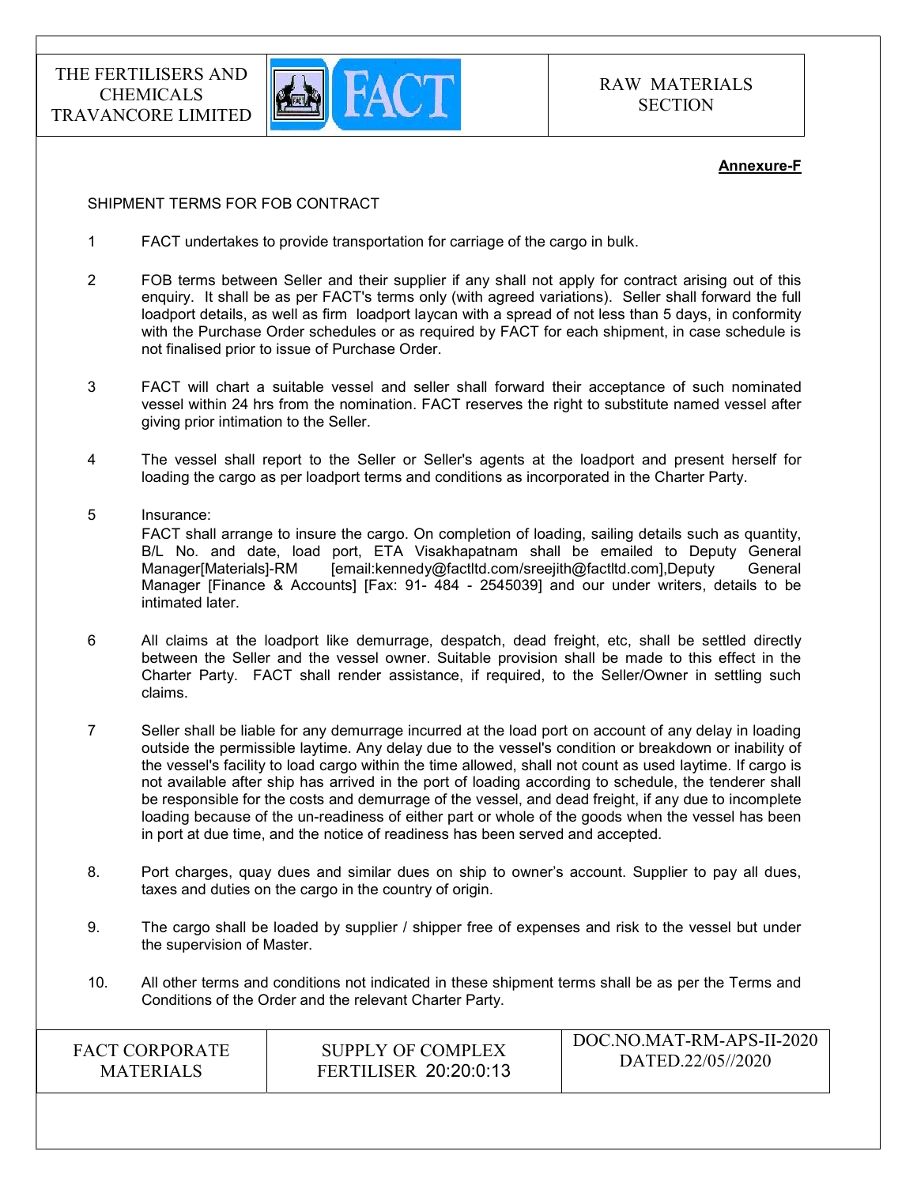**Annexure-F**

SHIPMENT TERMS FOR FOB CONTRACT

1. FACT undertakes to provide transportation for carriage of the cargo in bulk.

2. FOB terms between Seller and their supplier if any shall not apply for contract arising out of this enquiry. It shall be as per FACT's terms only (with agreed variations). Seller shall forward the full loadport details, as well as firm loadport laycan with a spread of not less than 5 days, in conformity with the Purchase Order schedules or as required by FACT for each shipment, in case schedule is not finalised prior to issue of Purchase Order.

3. FACT will chart a suitable vessel and seller shall forward their acceptance of such nominated vessel within 24 hrs from the nomination. FACT reserves the right to substitute named vessel after giving prior intimation to the Seller.

4. The vessel shall report to the Seller or Seller's agents at the loadport and present herself for loading the cargo as per loadport terms and conditions as incorporated in the Charter Party.

5. Insurance:
   FACT shall arrange to insure the cargo. On completion of loading, sailing details such as quantity, B/L No. and date, load port, ETA Visakhapatnam shall be emailed to Deputy General Manager[Materials]-RM [email:kennedy@factltd.com/sreejith@factltd.com],Deputy General Manager [Finance & Accounts] [Fax: 91- 484 - 2545039] and our under writers, details to be intimated later.

6. All claims at the loadport like demurrage, despatch, dead freight, etc, shall be settled directly between the Seller and the vessel owner. Suitable provision shall be made to this effect in the Charter Party. FACT shall render assistance, if required, to the Seller/Owner in settling such claims.

7. Seller shall be liable for any demurrage incurred at the load port on account of any delay in loading outside the permissible laytime. Any delay due to the vessel's condition or breakdown or inability of the vessel's facility to load cargo within the time allowed, shall not count as used laytime. If cargo is not available after ship has arrived in the port of loading according to schedule, the tenderer shall be responsible for the costs and demurrage of the vessel, and dead freight, if any due to incomplete loading because of the un-readiness of either part or whole of the goods when the vessel has been in port at due time, and the notice of readiness has been served and accepted.

8. Port charges, quay dues and similar dues on ship to owner's account. Supplier to pay all dues, taxes and duties on the cargo in the country of origin.

9. The cargo shall be loaded by supplier / shipper free of expenses and risk to the vessel but under the supervision of Master.

10. All other terms and conditions not indicated in these shipment terms shall be as per the Terms and Conditions of the Order and the relevant Charter Party.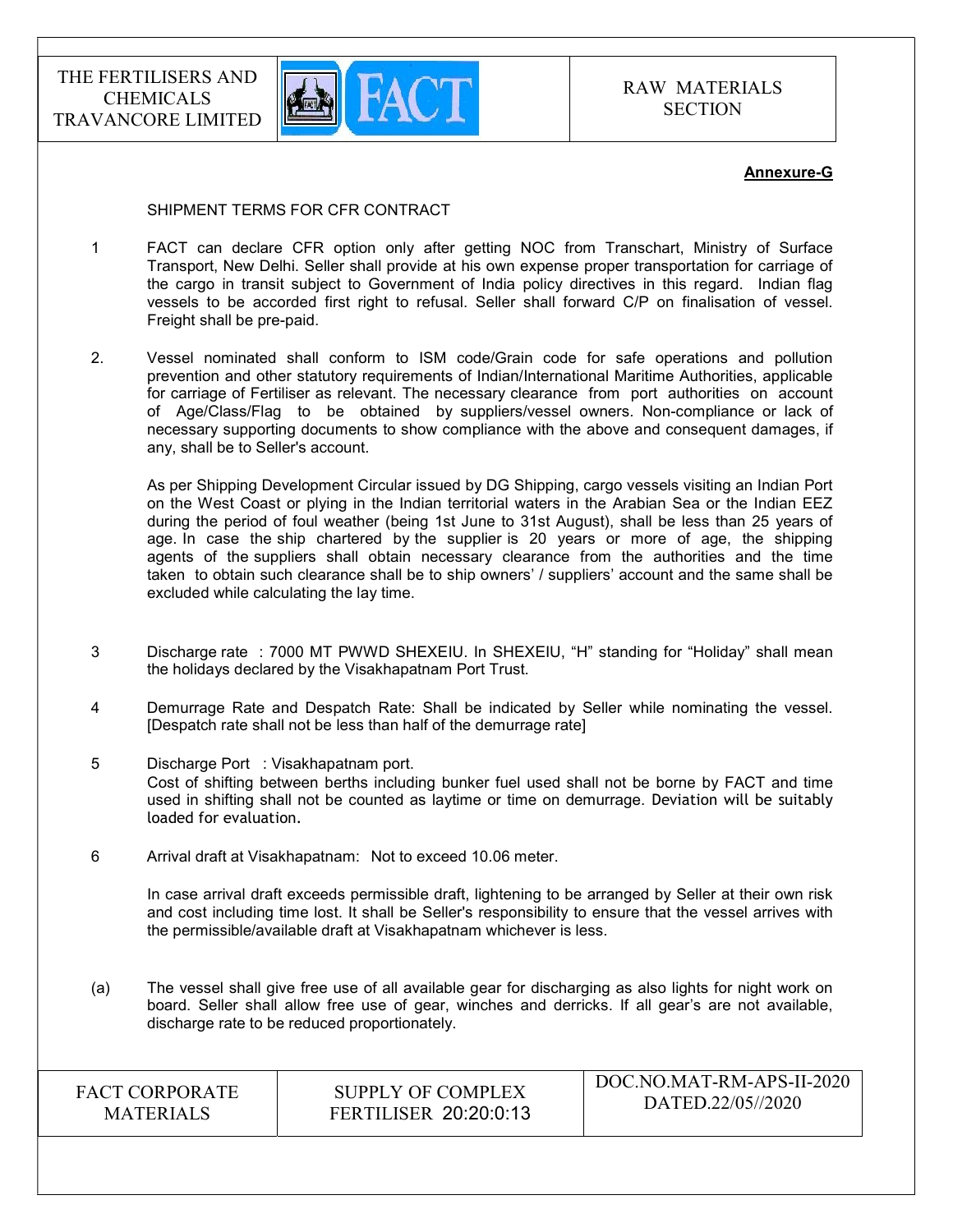**Annexure-G**

SHIPMENT TERMS FOR CFR CONTRACT

1 FACT can declare CFR option only after getting NOC from Transchart, Ministry of Surface Transport, New Delhi. Seller shall provide at his own expense proper transportation for carriage of the cargo in transit subject to Government of India policy directives in this regard. Indian flag vessels to be accorded first right to refusal. Seller shall forward C/P on finalisation of vessel. Freight shall be pre-paid.

2. Vessel nominated shall conform to ISM code/Grain code for safe operations and pollution prevention and other statutory requirements of Indian/International Maritime Authorities, applicable for carriage of Fertiliser as relevant. The necessary clearance from port authorities on account of Age/Class/Flag to be obtained by suppliers/vessel owners. Non-compliance or lack of necessary supporting documents to show compliance with the above and consequent damages, if any, shall be to Seller's account.

As per Shipping Development Circular issued by DG Shipping, cargo vessels visiting an Indian Port on the West Coast or plying in the Indian territorial waters in the Arabian Sea or the Indian EEZ during the period of foul weather (being 1st June to 31st August), shall be less than 25 years of age. In case the ship chartered by the supplier is 20 years or more of age, the shipping agents of the suppliers shall obtain necessary clearance from the authorities and the time taken to obtain such clearance shall be to ship owners' / suppliers' account and the same shall be excluded while calculating the lay time.

3 Discharge rate : 7000 MT PWWD SHEXEIU. In SHEXEIU, "H" standing for "Holiday" shall mean the holidays declared by the Visakhapatnam Port Trust.

4 Demurrage Rate and Despatch Rate: Shall be indicated by Seller while nominating the vessel. [Despatch rate shall not be less than half of the demurrage rate]

5 Discharge Port : Visakhapatnam port.
Cost of shifting between berths including bunker fuel used shall not be borne by FACT and time used in shifting shall not be counted as laytime or time on demurrage. Deviation will be suitably loaded for evaluation.

6 Arrival draft at Visakhapatnam: Not to exceed 10.06 meter.

In case arrival draft exceeds permissible draft, lightening to be arranged by Seller at their own risk and cost including time lost. It shall be Seller's responsibility to ensure that the vessel arrives with the permissible/available draft at Visakhapatnam whichever is less.

(a) The vessel shall give free use of all available gear for discharging as also lights for night work on board. Seller shall allow free use of gear, winches and derricks. If all gear's are not available, discharge rate to be reduced proportionately.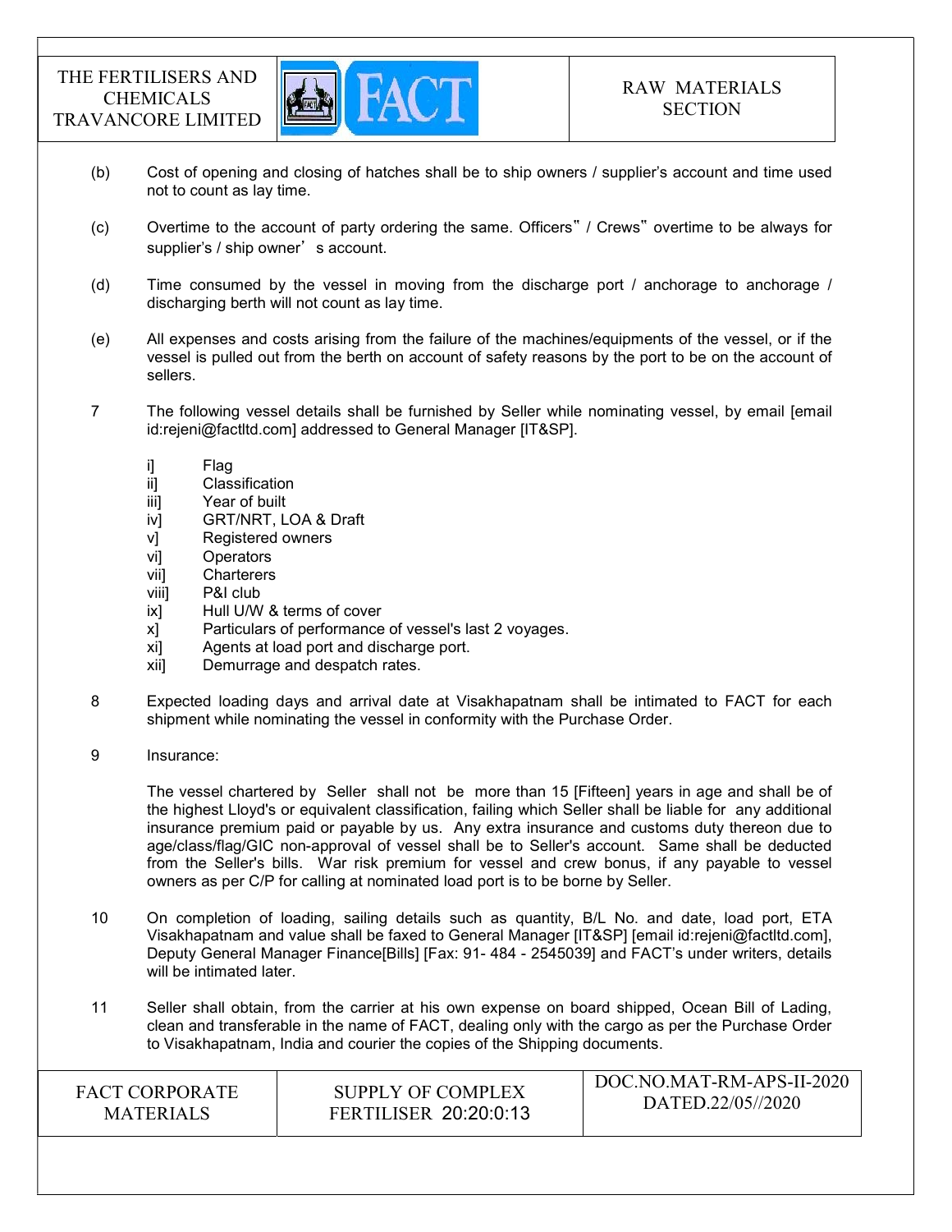(b) Cost of opening and closing of hatches shall be to ship owners / supplier's account and time used not to count as lay time.

(c) Overtime to the account of party ordering the same. Officers" / Crews" overtime to be always for supplier's / ship owner' s account.

(d) Time consumed by the vessel in moving from the discharge port / anchorage to anchorage / discharging berth will not count as lay time.

(e) All expenses and costs arising from the failure of the machines/equipments of the vessel, or if the vessel is pulled out from the berth on account of safety reasons by the port to be on the account of sellers.

7 The following vessel details shall be furnished by Seller while nominating vessel, by email [email id:rejeni@factltd.com] addressed to General Manager [IT&SP].

i] Flag
ii] Classification
iii] Year of built
iv] GRT/NRT, LOA & Draft
v] Registered owners
vi] Operators
vii] Charterers
viii] P&I club
ix] Hull U/W & terms of cover
x] Particulars of performance of vessel's last 2 voyages.
xi] Agents at load port and discharge port.
xii] Demurrage and despatch rates.

8 Expected loading days and arrival date at Visakhapatnam shall be intimated to FACT for each shipment while nominating the vessel in conformity with the Purchase Order.

9 Insurance:

The vessel chartered by Seller shall not be more than 15 [Fifteen] years in age and shall be of the highest Lloyd's or equivalent classification, failing which Seller shall be liable for any additional insurance premium paid or payable by us. Any extra insurance and customs duty thereon due to age/class/flag/GIC non-approval of vessel shall be to Seller's account. Same shall be deducted from the Seller's bills. War risk premium for vessel and crew bonus, if any payable to vessel owners as per C/P for calling at nominated load port is to be borne by Seller.

10 On completion of loading, sailing details such as quantity, B/L No. and date, load port, ETA Visakhapatnam and value shall be faxed to General Manager [IT&SP] [email id:rejeni@factltd.com], Deputy General Manager Finance[Bills] [Fax: 91- 484 - 2545039] and FACT's under writers, details will be intimated later.

11 Seller shall obtain, from the carrier at his own expense on board shipped, Ocean Bill of Lading, clean and transferable in the name of FACT, dealing only with the cargo as per the Purchase Order to Visakhapatnam, India and courier the copies of the Shipping documents.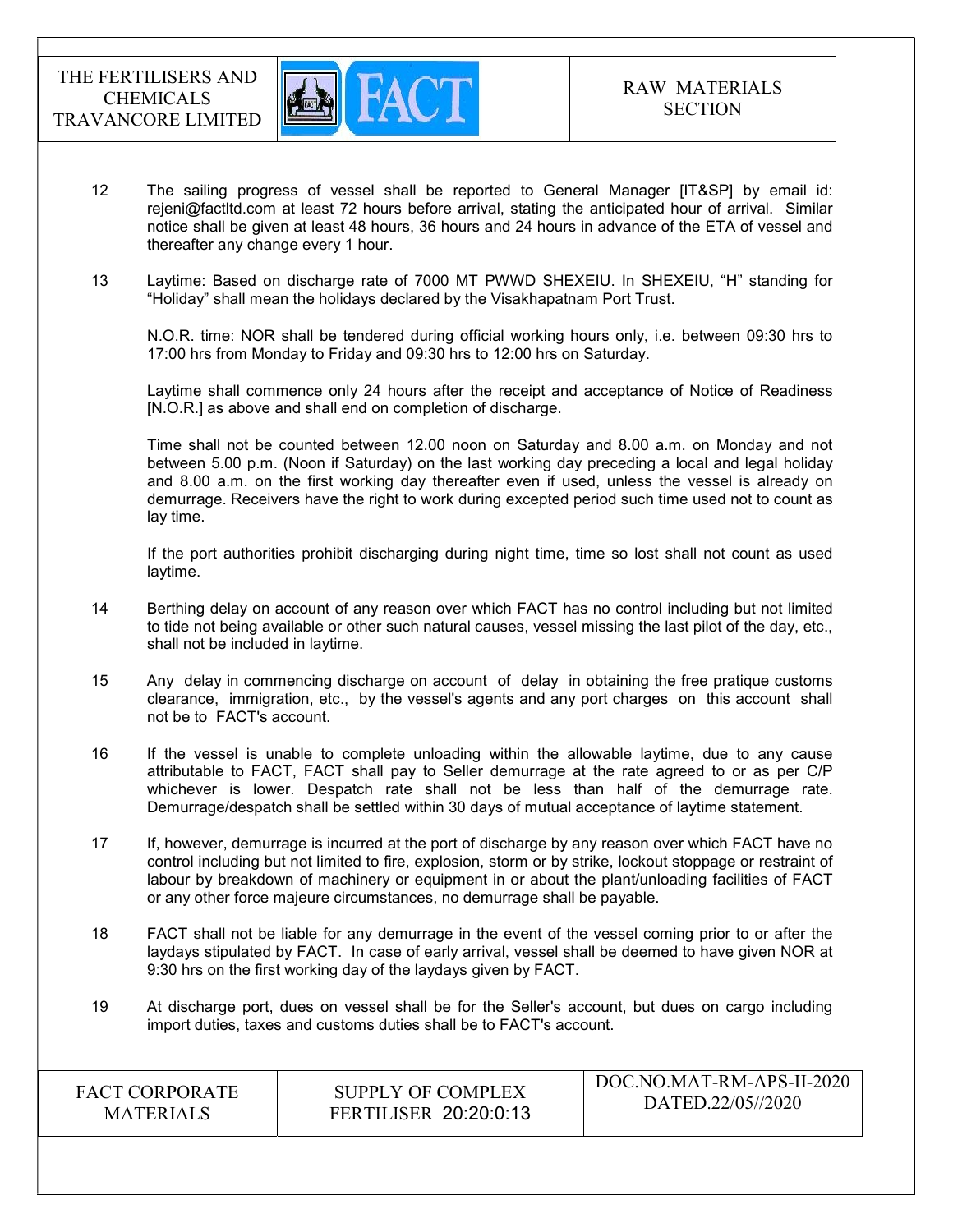12 The sailing progress of vessel shall be reported to General Manager [IT&SP] by email id: rejeni@factltd.com at least 72 hours before arrival, stating the anticipated hour of arrival. Similar notice shall be given at least 48 hours, 36 hours and 24 hours in advance of the ETA of vessel and thereafter any change every 1 hour.

13 Laytime: Based on discharge rate of 7000 MT PWWD SHEXEIU. In SHEXEIU, "H" standing for "Holiday" shall mean the holidays declared by the Visakhapatnam Port Trust.

N.O.R. time: NOR shall be tendered during official working hours only, i.e. between 09:30 hrs to 17:00 hrs from Monday to Friday and 09:30 hrs to 12:00 hrs on Saturday.

Laytime shall commence only 24 hours after the receipt and acceptance of Notice of Readiness [N.O.R.] as above and shall end on completion of discharge.

Time shall not be counted between 12.00 noon on Saturday and 8.00 a.m. on Monday and not between 5.00 p.m. (Noon if Saturday) on the last working day preceding a local and legal holiday and 8.00 a.m. on the first working day thereafter even if used, unless the vessel is already on demurrage. Receivers have the right to work during excepted period such time used not to count as lay time.

If the port authorities prohibit discharging during night time, time so lost shall not count as used laytime.

14 Berthing delay on account of any reason over which FACT has no control including but not limited to tide not being available or other such natural causes, vessel missing the last pilot of the day, etc., shall not be included in laytime.

15 Any delay in commencing discharge on account of delay in obtaining the free pratique customs clearance, immigration, etc., by the vessel's agents and any port charges on this account shall not be to FACT's account.

16 If the vessel is unable to complete unloading within the allowable laytime, due to any cause attributable to FACT, FACT shall pay to Seller demurrage at the rate agreed to or as per C/P whichever is lower. Despatch rate shall not be less than half of the demurrage rate. Demurrage/despatch shall be settled within 30 days of mutual acceptance of laytime statement.

17 If, however, demurrage is incurred at the port of discharge by any reason over which FACT have no control including but not limited to fire, explosion, storm or by strike, lockout stoppage or restraint of labour by breakdown of machinery or equipment in or about the plant/unloading facilities of FACT or any other force majeure circumstances, no demurrage shall be payable.

18 FACT shall not be liable for any demurrage in the event of the vessel coming prior to or after the laydays stipulated by FACT. In case of early arrival, vessel shall be deemed to have given NOR at 9:30 hrs on the first working day of the laydays given by FACT.

19 At discharge port, dues on vessel shall be for the Seller's account, but dues on cargo including import duties, taxes and customs duties shall be to FACT's account.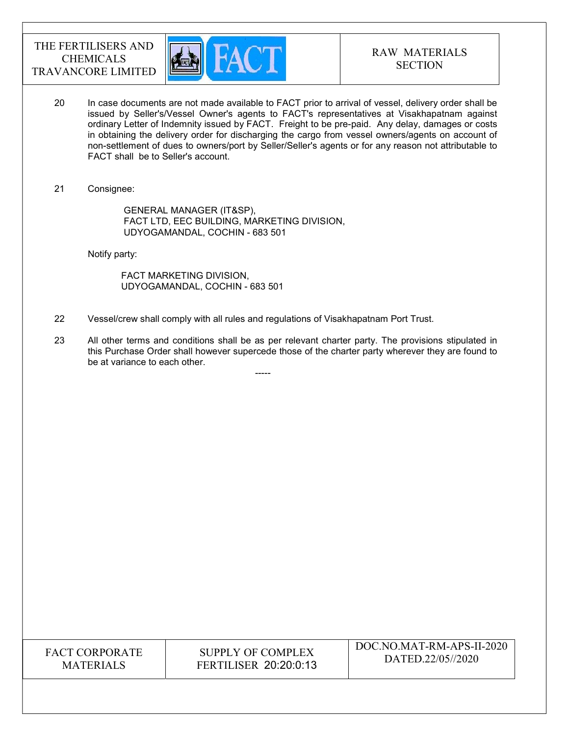20 In case documents are not made available to FACT prior to arrival of vessel, delivery order shall be issued by Seller's/Vessel Owner's agents to FACT's representatives at Visakhapatnam against ordinary Letter of Indemnity issued by FACT. Freight to be pre-paid. Any delay, damages or costs in obtaining the delivery order for discharging the cargo from vessel owners/agents on account of non-settlement of dues to owners/port by Seller/Seller's agents or for any reason not attributable to FACT shall be to Seller's account.

21 Consignee:

GENERAL MANAGER (IT&SP),
FACT LTD, EEC BUILDING, MARKETING DIVISION,
UDYOGAMANDAL, COCHIN - 683 501

Notify party:

FACT MARKETING DIVISION,
UDYOGAMANDAL, COCHIN - 683 501

22 Vessel/crew shall comply with all rules and regulations of Visakhapatnam Port Trust.

23 All other terms and conditions shall be as per relevant charter party. The provisions stipulated in this Purchase Order shall however supercede those of the charter party wherever they are found to be at variance to each other.

-----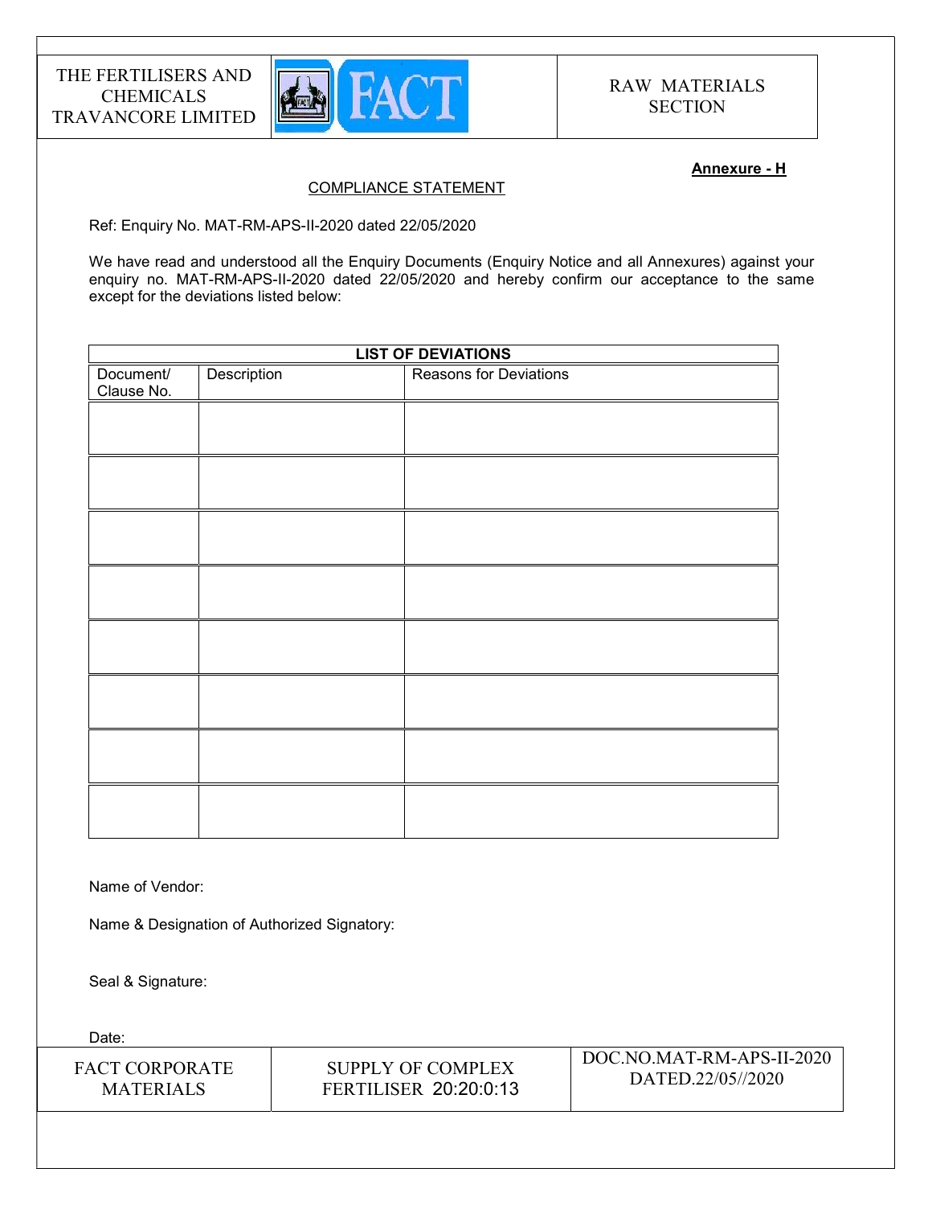**Annexure - H**

COMPLIANCE STATEMENT

Ref: Enquiry No. MAT-RM-APS-II-2020 dated 22/05/2020

We have read and understood all the Enquiry Documents (Enquiry Notice and all Annexures) against your enquiry no. MAT-RM-APS-II-2020 dated 22/05/2020 and hereby confirm our acceptance to the same except for the deviations listed below:

| LIST OF DEVIATIONS | | |
|---|---|---|
| Document/ Clause No. | Description | Reasons for Deviations |
| | | |
| | | |
| | | |
| | | |
| | | |
| | | |
| | | |
| | | |

Name of Vendor:

Name & Designation of Authorized Signatory:

Seal & Signature:

Date: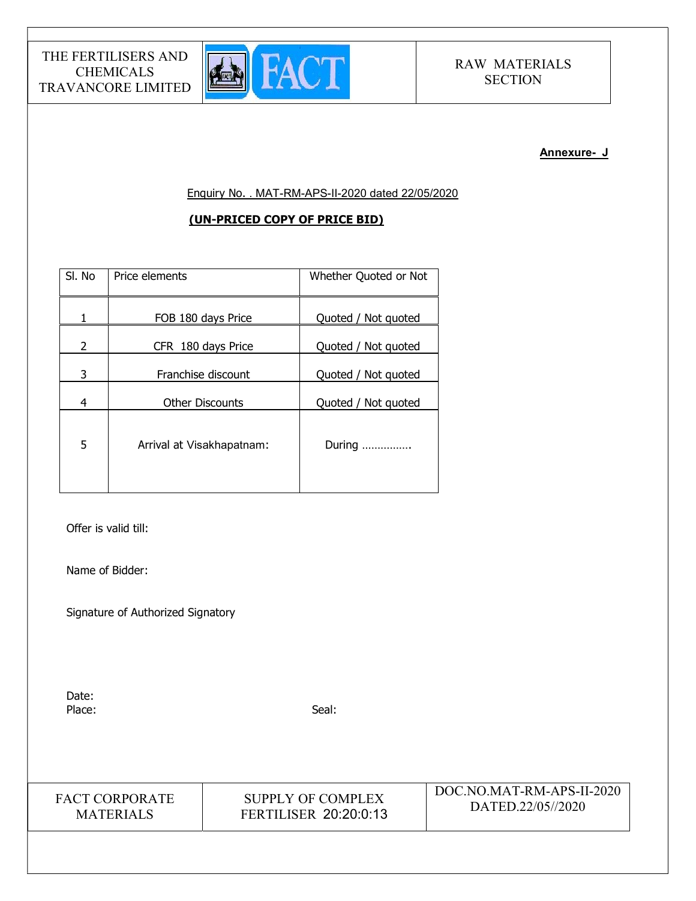**Annexure- J**

Enquiry No. . MAT-RM-APS-II-2020 dated 22/05/2020

**(UN-PRICED COPY OF PRICE BID)**

| Sl. No | Price elements | Whether Quoted or Not |
|---|---|---|
| 1 | FOB 180 days Price | Quoted / Not quoted |
| 2 | CFR 180 days Price | Quoted / Not quoted |
| 3 | Franchise discount | Quoted / Not quoted |
| 4 | Other Discounts | Quoted / Not quoted |
| 5 | Arrival at Visakhapatnam: | During ……………. |

Offer is valid till:

Name of Bidder:

Signature of Authorized Signatory

Date:

Place:

Seal: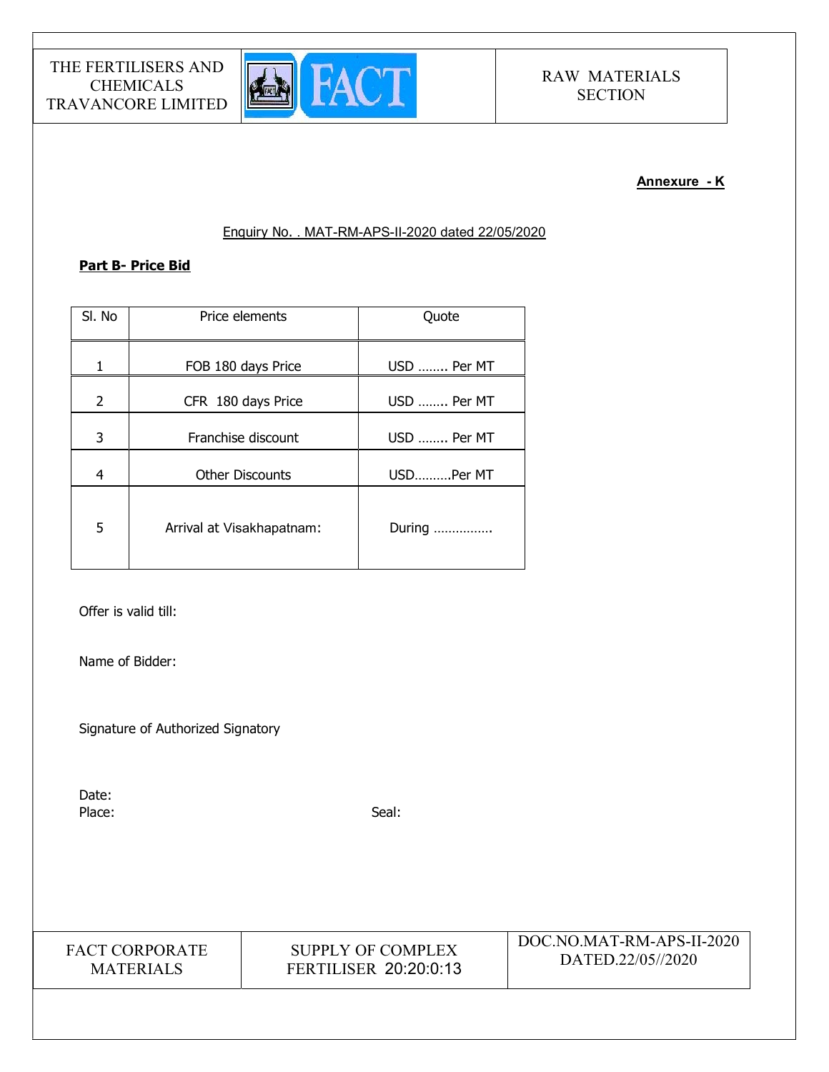**Annexure - K**

Enquiry No. . MAT-RM-APS-II-2020 dated 22/05/2020

**Part B- Price Bid**

| Sl. No | Price elements | Quote |
|---|---|---|
| 1 | FOB 180 days Price | USD …….. Per MT |
| 2 | CFR 180 days Price | USD …….. Per MT |
| 3 | Franchise discount | USD …….. Per MT |
| 4 | Other Discounts | USD……….Per MT |
| 5 | Arrival at Visakhapatnam: | During ……………. |

Offer is valid till:

Name of Bidder:

Signature of Authorized Signatory

Date:

Place:

Seal: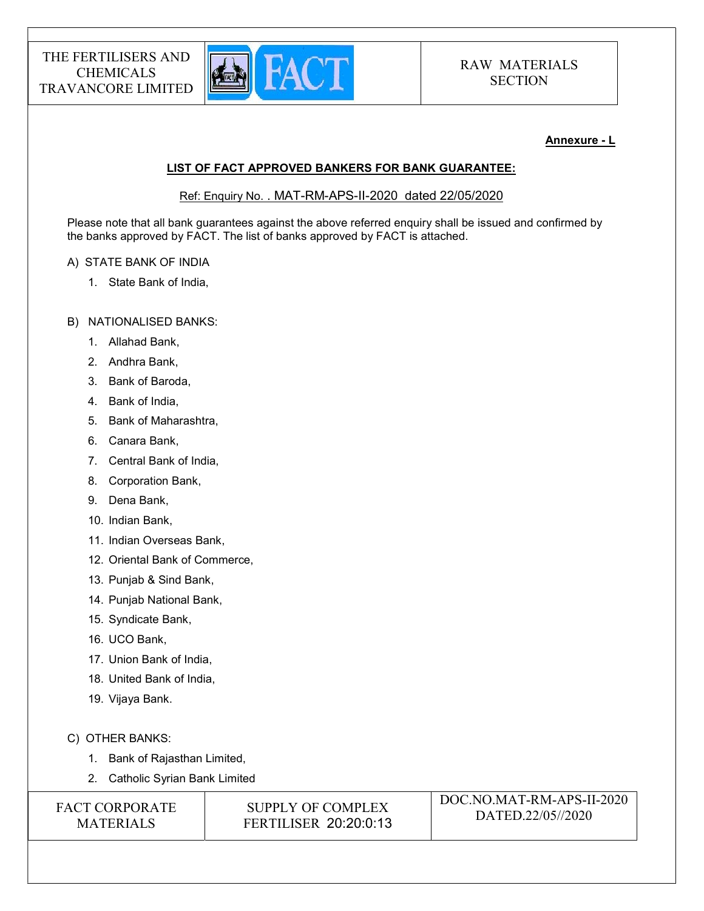**Annexure - L**

## LIST OF FACT APPROVED BANKERS FOR BANK GUARANTEE:

Ref: Enquiry No. . MAT-RM-APS-II-2020 dated 22/05/2020

Please note that all bank guarantees against the above referred enquiry shall be issued and confirmed by the banks approved by FACT. The list of banks approved by FACT is attached.

A) STATE BANK OF INDIA

1. State Bank of India,

B) NATIONALISED BANKS:

1. Allahad Bank,
2. Andhra Bank,
3. Bank of Baroda,
4. Bank of India,
5. Bank of Maharashtra,
6. Canara Bank,
7. Central Bank of India,
8. Corporation Bank,
9. Dena Bank,
10. Indian Bank,
11. Indian Overseas Bank,
12. Oriental Bank of Commerce,
13. Punjab & Sind Bank,
14. Punjab National Bank,
15. Syndicate Bank,
16. UCO Bank,
17. Union Bank of India,
18. United Bank of India,
19. Vijaya Bank.

C) OTHER BANKS:

1. Bank of Rajasthan Limited,
2. Catholic Syrian Bank Limited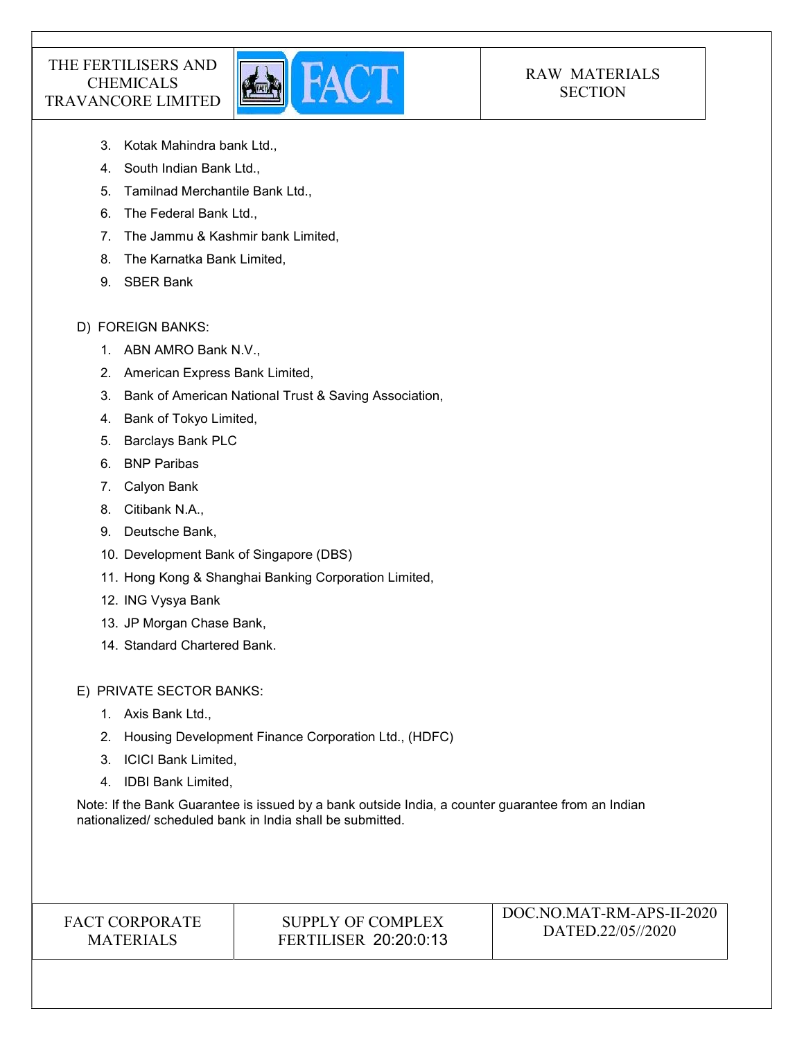3. Kotak Mahindra bank Ltd.,
4. South Indian Bank Ltd.,
5. Tamilnad Merchantile Bank Ltd.,
6. The Federal Bank Ltd.,
7. The Jammu & Kashmir bank Limited,
8. The Karnatka Bank Limited,
9. SBER Bank

D) FOREIGN BANKS:

1. ABN AMRO Bank N.V.,
2. American Express Bank Limited,
3. Bank of American National Trust & Saving Association,
4. Bank of Tokyo Limited,
5. Barclays Bank PLC
6. BNP Paribas
7. Calyon Bank
8. Citibank N.A.,
9. Deutsche Bank,
10. Development Bank of Singapore (DBS)
11. Hong Kong & Shanghai Banking Corporation Limited,
12. ING Vysya Bank
13. JP Morgan Chase Bank,
14. Standard Chartered Bank.

E) PRIVATE SECTOR BANKS:

1. Axis Bank Ltd.,
2. Housing Development Finance Corporation Ltd., (HDFC)
3. ICICI Bank Limited,
4. IDBI Bank Limited,

Note: If the Bank Guarantee is issued by a bank outside India, a counter guarantee from an Indian nationalized/ scheduled bank in India shall be submitted.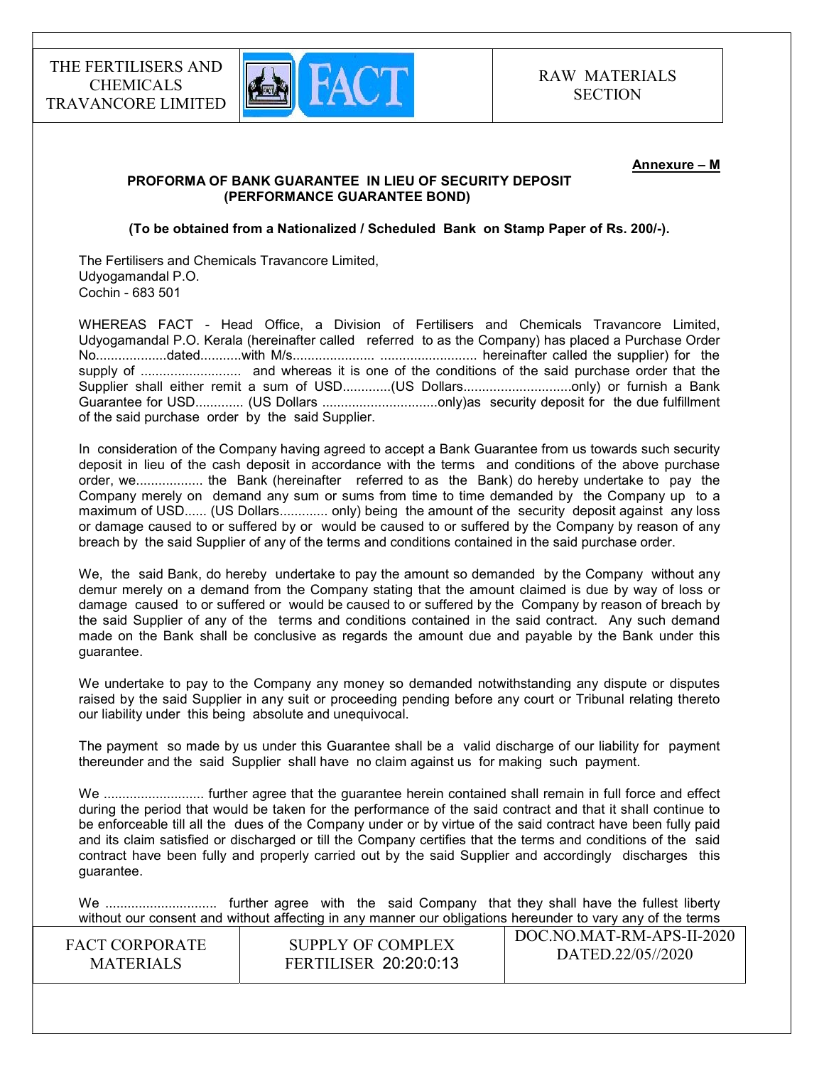**Annexure – M**

**PROFORMA OF BANK GUARANTEE IN LIEU OF SECURITY DEPOSIT (PERFORMANCE GUARANTEE BOND)**

**(To be obtained from a Nationalized / Scheduled Bank on Stamp Paper of Rs. 200/-).**

The Fertilisers and Chemicals Travancore Limited,
Udyogamandal P.O.
Cochin - 683 501

WHEREAS FACT - Head Office, a Division of Fertilisers and Chemicals Travancore Limited, Udyogamandal P.O. Kerala (hereinafter called referred to as the Company) has placed a Purchase Order No...................dated...........with M/s..................... .......................... hereinafter called the supplier) for the supply of ........................... and whereas it is one of the conditions of the said purchase order that the Supplier shall either remit a sum of USD.............(US Dollars............................only) or furnish a Bank Guarantee for USD............. (US Dollars ...............................only)as security deposit for the due fulfillment of the said purchase order by the said Supplier.

In consideration of the Company having agreed to accept a Bank Guarantee from us towards such security deposit in lieu of the cash deposit in accordance with the terms and conditions of the above purchase order, we.................. the Bank (hereinafter referred to as the Bank) do hereby undertake to pay the Company merely on demand any sum or sums from time to time demanded by the Company up to a maximum of USD...... (US Dollars............. only) being the amount of the security deposit against any loss or damage caused to or suffered by or would be caused to or suffered by the Company by reason of any breach by the said Supplier of any of the terms and conditions contained in the said purchase order.

We, the said Bank, do hereby undertake to pay the amount so demanded by the Company without any demur merely on a demand from the Company stating that the amount claimed is due by way of loss or damage caused to or suffered or would be caused to or suffered by the Company by reason of breach by the said Supplier of any of the terms and conditions contained in the said contract. Any such demand made on the Bank shall be conclusive as regards the amount due and payable by the Bank under this guarantee.

We undertake to pay to the Company any money so demanded notwithstanding any dispute or disputes raised by the said Supplier in any suit or proceeding pending before any court or Tribunal relating thereto our liability under this being absolute and unequivocal.

The payment so made by us under this Guarantee shall be a valid discharge of our liability for payment thereunder and the said Supplier shall have no claim against us for making such payment.

We ........................... further agree that the guarantee herein contained shall remain in full force and effect during the period that would be taken for the performance of the said contract and that it shall continue to be enforceable till all the dues of the Company under or by virtue of the said contract have been fully paid and its claim satisfied or discharged or till the Company certifies that the terms and conditions of the said contract have been fully and properly carried out by the said Supplier and accordingly discharges this guarantee.

We .............................. further agree with the said Company that they shall have the fullest liberty without our consent and without affecting in any manner our obligations hereunder to vary any of the terms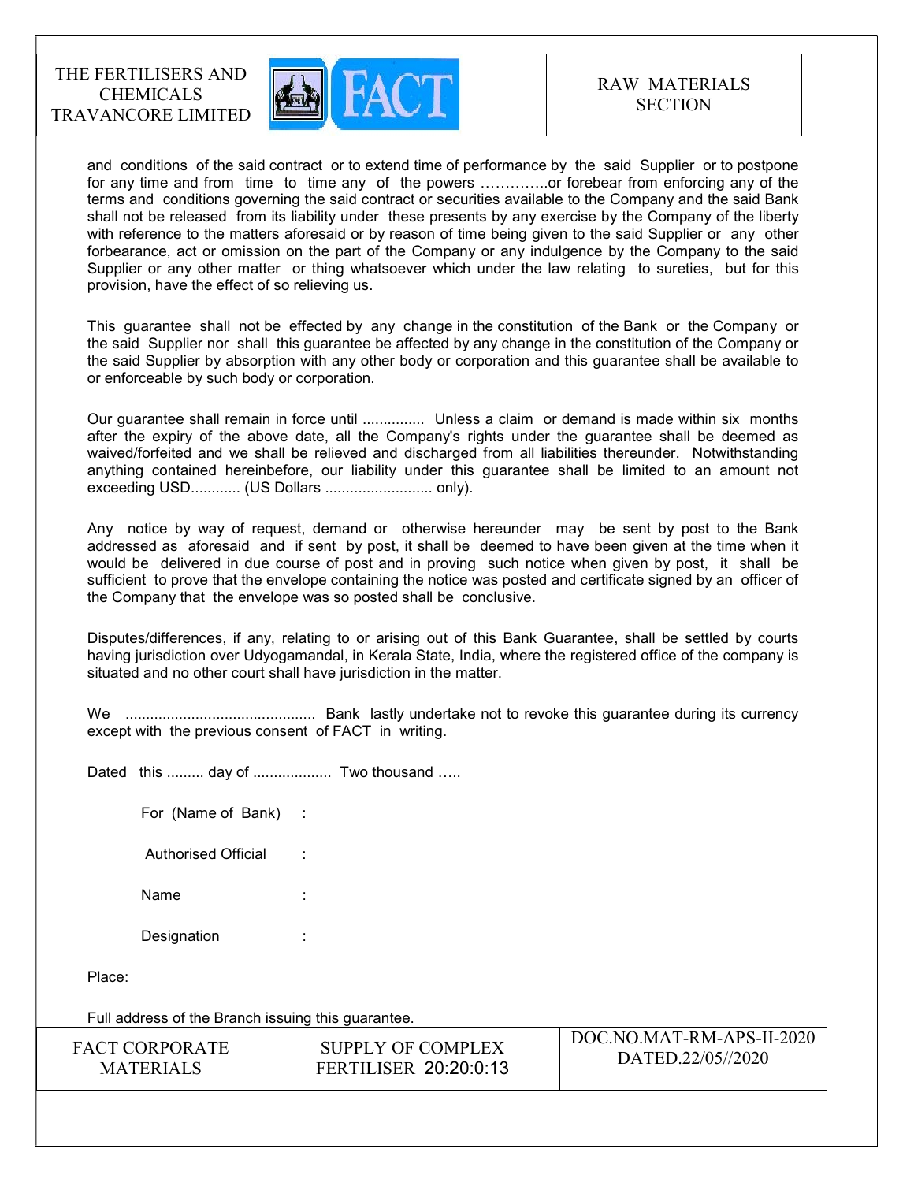and conditions of the said contract or to extend time of performance by the said Supplier or to postpone for any time and from time to time any of the powers …………..or forebear from enforcing any of the terms and conditions governing the said contract or securities available to the Company and the said Bank shall not be released from its liability under these presents by any exercise by the Company of the liberty with reference to the matters aforesaid or by reason of time being given to the said Supplier or any other forbearance, act or omission on the part of the Company or any indulgence by the Company to the said Supplier or any other matter or thing whatsoever which under the law relating to sureties, but for this provision, have the effect of so relieving us.

This guarantee shall not be effected by any change in the constitution of the Bank or the Company or the said Supplier nor shall this guarantee be affected by any change in the constitution of the Company or the said Supplier by absorption with any other body or corporation and this guarantee shall be available to or enforceable by such body or corporation.

Our guarantee shall remain in force until ............... Unless a claim or demand is made within six months after the expiry of the above date, all the Company's rights under the guarantee shall be deemed as waived/forfeited and we shall be relieved and discharged from all liabilities thereunder. Notwithstanding anything contained hereinbefore, our liability under this guarantee shall be limited to an amount not exceeding USD............ (US Dollars .......................... only).

Any notice by way of request, demand or otherwise hereunder may be sent by post to the Bank addressed as aforesaid and if sent by post, it shall be deemed to have been given at the time when it would be delivered in due course of post and in proving such notice when given by post, it shall be sufficient to prove that the envelope containing the notice was posted and certificate signed by an officer of the Company that the envelope was so posted shall be conclusive.

Disputes/differences, if any, relating to or arising out of this Bank Guarantee, shall be settled by courts having jurisdiction over Udyogamandal, in Kerala State, India, where the registered office of the company is situated and no other court shall have jurisdiction in the matter.

We .............................................. Bank lastly undertake not to revoke this guarantee during its currency except with the previous consent of FACT in writing.

Dated this ......... day of .................. Two thousand …..

For (Name of Bank) :

Authorised Official :

Name :

Designation :

Place:

Full address of the Branch issuing this guarantee.